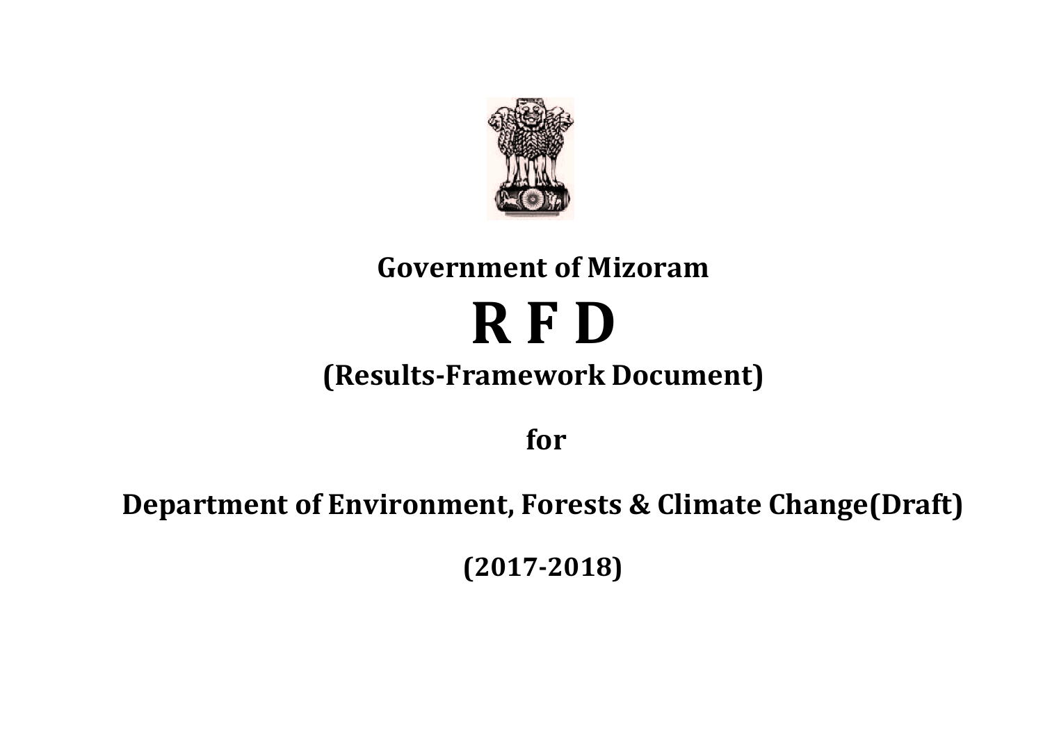**Government of Mizoram**

# R F D

## (Results-Framework Document)

**for**

## Department of Environment, Forests & Climate Change(Draft)

**(2017-2018)**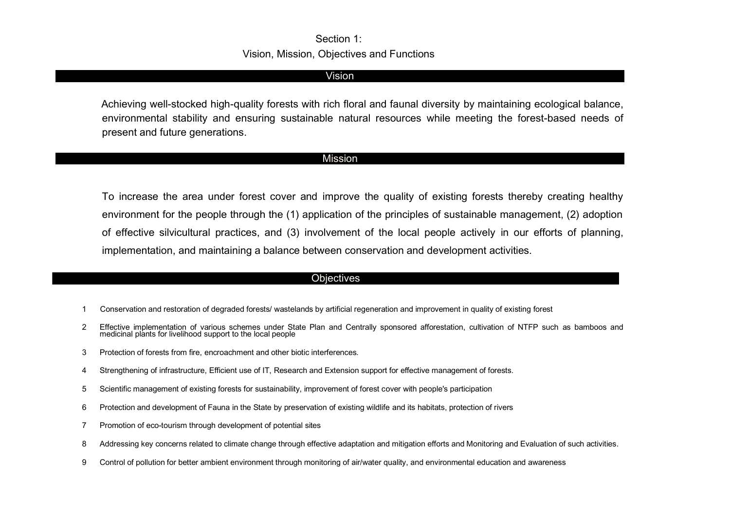# Section 1:
# Vision, Mission, Objectives and Functions

## Vision

Achieving well-stocked high-quality forests with rich floral and faunal diversity by maintaining ecological balance, environmental stability and ensuring sustainable natural resources while meeting the forest-based needs of present and future generations.

## Mission

To increase the area under forest cover and improve the quality of existing forests thereby creating healthy environment for the people through the (1) application of the principles of sustainable management, (2) adoption of effective silvicultural practices, and (3) involvement of the local people actively in our efforts of planning, implementation, and maintaining a balance between conservation and development activities.

## Objectives

1. Conservation and restoration of degraded forests/ wastelands by artificial regeneration and improvement in quality of existing forest
2. Effective implementation of various schemes under State Plan and Centrally sponsored afforestation, cultivation of NTFP such as bamboos and medicinal plants for livelihood support to the local people
3. Protection of forests from fire, encroachment and other biotic interferences.
4. Strengthening of infrastructure, Efficient use of IT, Research and Extension support for effective management of forests.
5. Scientific management of existing forests for sustainability, improvement of forest cover with people's participation
6. Protection and development of Fauna in the State by preservation of existing wildlife and its habitats, protection of rivers
7. Promotion of eco-tourism through development of potential sites
8. Addressing key concerns related to climate change through effective adaptation and mitigation efforts and Monitoring and Evaluation of such activities.
9. Control of pollution for better ambient environment through monitoring of air/water quality, and environmental education and awareness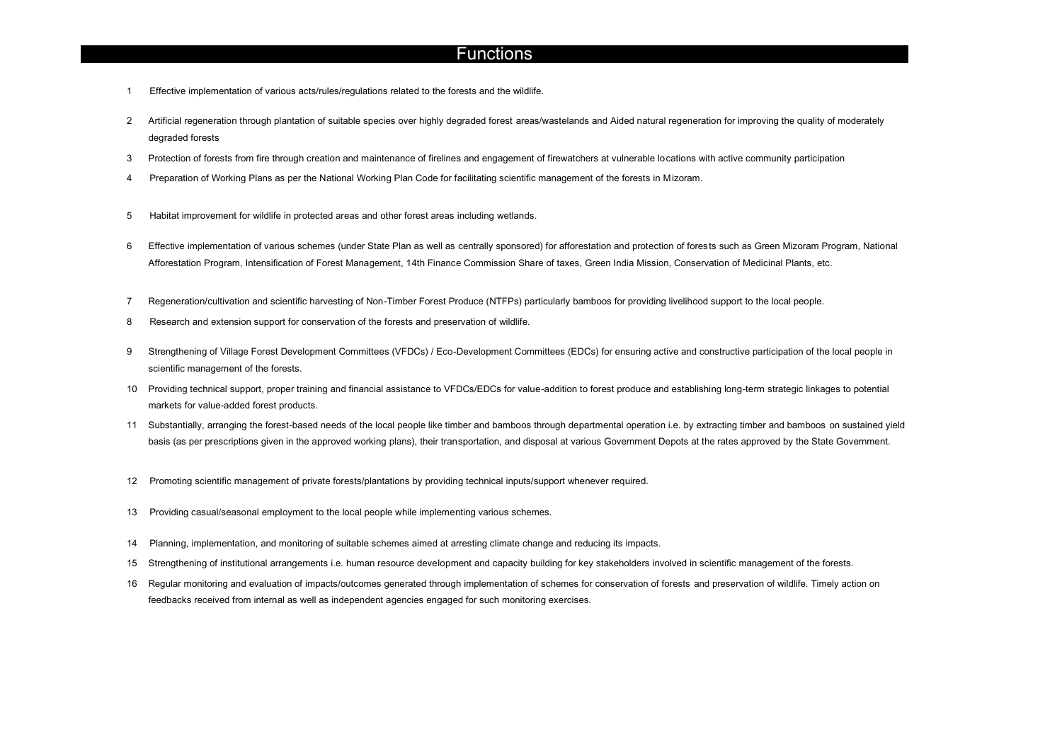# Functions

1. Effective implementation of various acts/rules/regulations related to the forests and the wildlife.
2. Artificial regeneration through plantation of suitable species over highly degraded forest areas/wastelands and Aided natural regeneration for improving the quality of moderately degraded forests
3. Protection of forests from fire through creation and maintenance of firelines and engagement of firewatchers at vulnerable locations with active community participation
4. Preparation of Working Plans as per the National Working Plan Code for facilitating scientific management of the forests in Mizoram.
5. Habitat improvement for wildlife in protected areas and other forest areas including wetlands.
6. Effective implementation of various schemes (under State Plan as well as centrally sponsored) for afforestation and protection of forests such as Green Mizoram Program, National Afforestation Program, Intensification of Forest Management, 14th Finance Commission Share of taxes, Green India Mission, Conservation of Medicinal Plants, etc.
7. Regeneration/cultivation and scientific harvesting of Non-Timber Forest Produce (NTFPs) particularly bamboos for providing livelihood support to the local people.
8. Research and extension support for conservation of the forests and preservation of wildlife.
9. Strengthening of Village Forest Development Committees (VFDCs) / Eco-Development Committees (EDCs) for ensuring active and constructive participation of the local people in scientific management of the forests.
10. Providing technical support, proper training and financial assistance to VFDCs/EDCs for value-addition to forest produce and establishing long-term strategic linkages to potential markets for value-added forest products.
11. Substantially, arranging the forest-based needs of the local people like timber and bamboos through departmental operation i.e. by extracting timber and bamboos on sustained yield basis (as per prescriptions given in the approved working plans), their transportation, and disposal at various Government Depots at the rates approved by the State Government.
12. Promoting scientific management of private forests/plantations by providing technical inputs/support whenever required.
13. Providing casual/seasonal employment to the local people while implementing various schemes.
14. Planning, implementation, and monitoring of suitable schemes aimed at arresting climate change and reducing its impacts.
15. Strengthening of institutional arrangements i.e. human resource development and capacity building for key stakeholders involved in scientific management of the forests.
16. Regular monitoring and evaluation of impacts/outcomes generated through implementation of schemes for conservation of forests and preservation of wildlife. Timely action on feedbacks received from internal as well as independent agencies engaged for such monitoring exercises.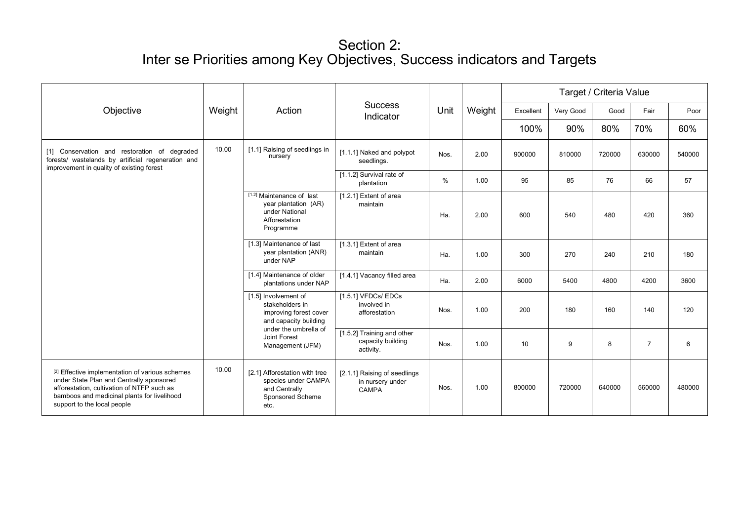# Section 2:
# Inter se Priorities among Key Objectives, Success indicators and Targets

| Objective | Weight | Action | Success Indicator | Unit | Weight | Target / Criteria Value | | | | |
|---|---|---|---|---|---|---|---|---|---|---|
| | | | | | | Excellent | Very Good | Good | Fair | Poor |
| | | | | | | 100% | 90% | 80% | 70% | 60% |
| [1] Conservation and restoration of degraded forests/ wastelands by artificial regeneration and improvement in quality of existing forest | 10.00 | [1.1] Raising of seedlings in nursery | [1.1.1] Naked and polypot seedlings. | Nos. | 2.00 | 900000 | 810000 | 720000 | 630000 | 540000 |
| | | | [1.1.2] Survival rate of plantation | % | 1.00 | 95 | 85 | 76 | 66 | 57 |
| | | [1.2] Maintenance of last year plantation (AR) under National Afforestation Programme | [1.2.1] Extent of area maintain | Ha. | 2.00 | 600 | 540 | 480 | 420 | 360 |
| | | [1.3] Maintenance of last year plantation (ANR) under NAP | [1.3.1] Extent of area maintain | Ha. | 1.00 | 300 | 270 | 240 | 210 | 180 |
| | | [1.4] Maintenance of older plantations under NAP | [1.4.1] Vacancy filled area | Ha. | 2.00 | 6000 | 5400 | 4800 | 4200 | 3600 |
| | | [1.5] Involvement of stakeholders in improving forest cover and capacity building under the umbrella of Joint Forest Management (JFM) | [1.5.1] VFDCs/ EDCs involved in afforestation | Nos. | 1.00 | 200 | 180 | 160 | 140 | 120 |
| | | | [1.5.2] Training and other capacity building activity. | Nos. | 1.00 | 10 | 9 | 8 | 7 | 6 |
| [2] Effective implementation of various schemes under State Plan and Centrally sponsored afforestation, cultivation of NTFP such as bamboos and medicinal plants for livelihood support to the local people | 10.00 | [2.1] Afforestation with tree species under CAMPA and Centrally Sponsored Scheme etc. | [2.1.1] Raising of seedlings in nursery under CAMPA | Nos. | 1.00 | 800000 | 720000 | 640000 | 560000 | 480000 |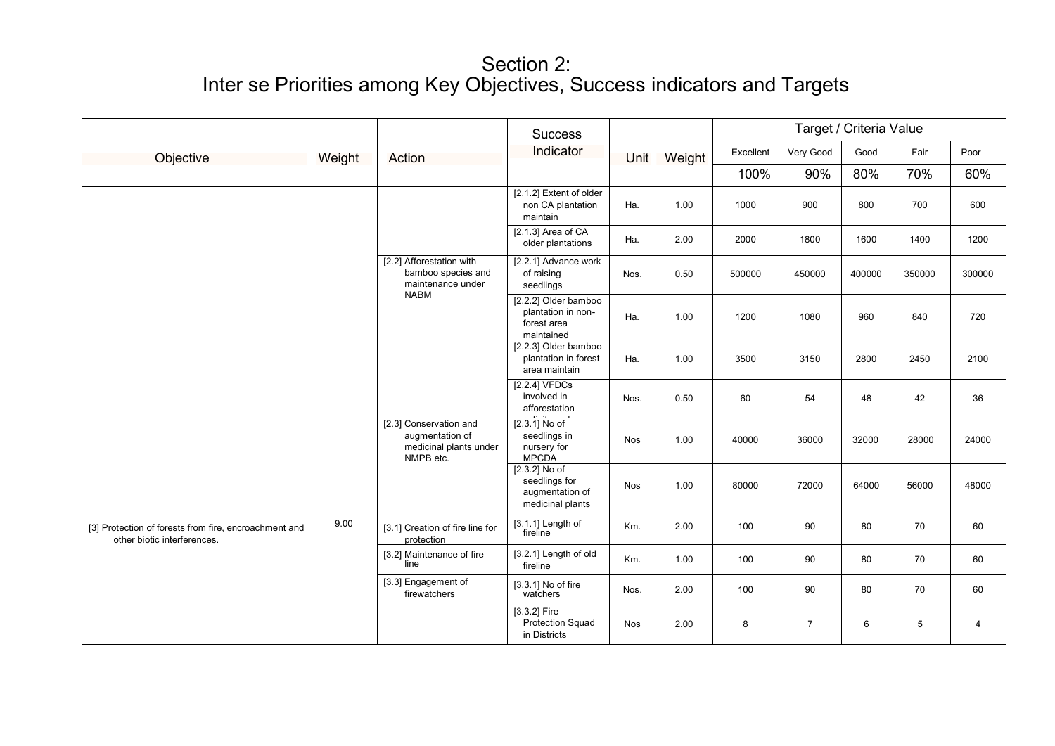# Section 2:
# Inter se Priorities among Key Objectives, Success indicators and Targets

| Objective | Weight | Action | Success Indicator | Unit | Weight | Target / Criteria Value | | | | |
|---|---|---|---|---|---|---|---|---|---|---|
| | | | | | | Excellent | Very Good | Good | Fair | Poor |
| | | | | | | 100% | 90% | 80% | 70% | 60% |
| | | | [2.1.2] Extent of older non CA plantation maintain | Ha. | 1.00 | 1000 | 900 | 800 | 700 | 600 |
| | | | [2.1.3] Area of CA older plantations | Ha. | 2.00 | 2000 | 1800 | 1600 | 1400 | 1200 |
| | | [2.2] Afforestation with bamboo species and maintenance under NABM | [2.2.1] Advance work of raising seedlings | Nos. | 0.50 | 500000 | 450000 | 400000 | 350000 | 300000 |
| | | | [2.2.2] Older bamboo plantation in non-forest area maintained | Ha. | 1.00 | 1200 | 1080 | 960 | 840 | 720 |
| | | | [2.2.3] Older bamboo plantation in forest area maintain | Ha. | 1.00 | 3500 | 3150 | 2800 | 2450 | 2100 |
| | | | [2.2.4] VFDCs involved in afforestation activities | Nos. | 0.50 | 60 | 54 | 48 | 42 | 36 |
| | | [2.3] Conservation and augmentation of medicinal plants under NMPB etc. | [2.3.1] No of seedlings in nursery for MPCDA | Nos | 1.00 | 40000 | 36000 | 32000 | 28000 | 24000 |
| | | | [2.3.2] No of seedlings for augmentation of medicinal plants | Nos | 1.00 | 80000 | 72000 | 64000 | 56000 | 48000 |
| [3] Protection of forests from fire, encroachment and other biotic interferences. | 9.00 | [3.1] Creation of fire line for protection | [3.1.1] Length of fireline | Km. | 2.00 | 100 | 90 | 80 | 70 | 60 |
| | | [3.2] Maintenance of fire line | [3.2.1] Length of old fireline | Km. | 1.00 | 100 | 90 | 80 | 70 | 60 |
| | | [3.3] Engagement of firewatchers | [3.3.1] No of fire watchers | Nos. | 2.00 | 100 | 90 | 80 | 70 | 60 |
| | | | [3.3.2] Fire Protection Squad in Districts | Nos | 2.00 | 8 | 7 | 6 | 5 | 4 |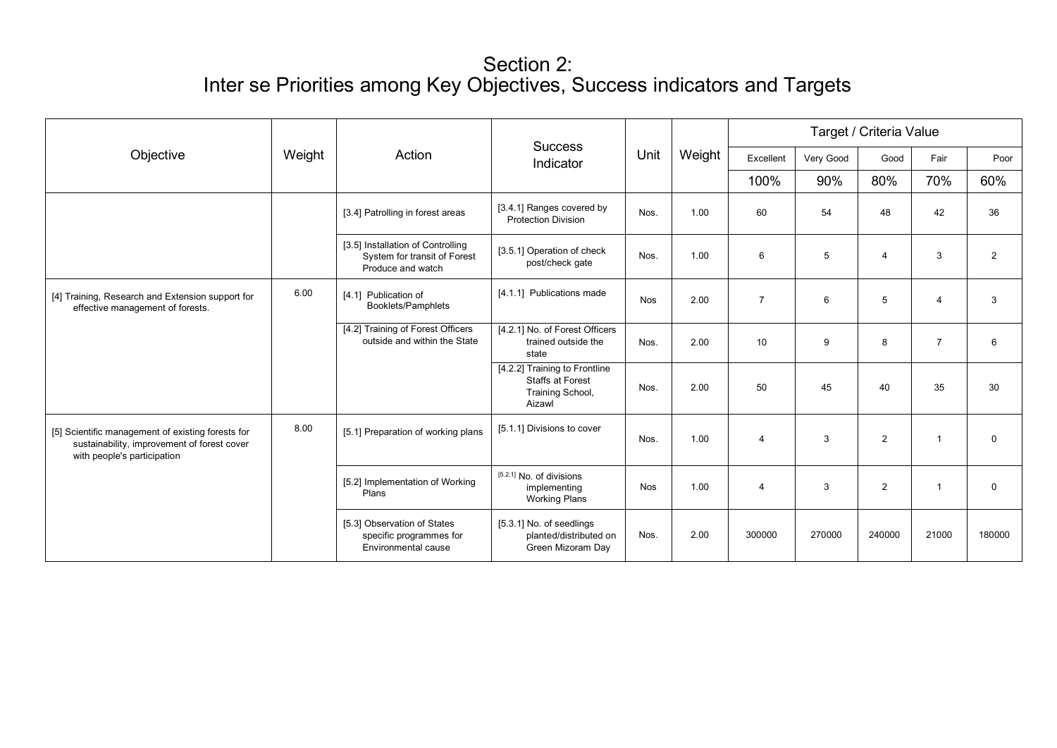# Section 2:
# Inter se Priorities among Key Objectives, Success indicators and Targets

| Objective | Weight | Action | Success Indicator | Unit | Weight | Target / Criteria Value | | | | |
|---|---|---|---|---|---|---|---|---|---|---|
| | | | | | | Excellent | Very Good | Good | Fair | Poor |
| | | | | | | 100% | 90% | 80% | 70% | 60% |
| | | [3.4] Patrolling in forest areas | [3.4.1] Ranges covered by Protection Division | Nos. | 1.00 | 60 | 54 | 48 | 42 | 36 |
| | | [3.5] Installation of Controlling System for transit of Forest Produce and watch | [3.5.1] Operation of check post/check gate | Nos. | 1.00 | 6 | 5 | 4 | 3 | 2 |
| [4] Training, Research and Extension support for effective management of forests. | 6.00 | [4.1] Publication of Booklets/Pamphlets | [4.1.1] Publications made | Nos | 2.00 | 7 | 6 | 5 | 4 | 3 |
| | | [4.2] Training of Forest Officers outside and within the State | [4.2.1] No. of Forest Officers trained outside the state | Nos. | 2.00 | 10 | 9 | 8 | 7 | 6 |
| | | | [4.2.2] Training to Frontline Staffs at Forest Training School, Aizawl | Nos. | 2.00 | 50 | 45 | 40 | 35 | 30 |
| [5] Scientific management of existing forests for sustainability, improvement of forest cover with people's participation | 8.00 | [5.1] Preparation of working plans | [5.1.1] Divisions to cover | Nos. | 1.00 | 4 | 3 | 2 | 1 | 0 |
| | | [5.2] Implementation of Working Plans | [5.2.1] No. of divisions implementing Working Plans | Nos | 1.00 | 4 | 3 | 2 | 1 | 0 |
| | | [5.3] Observation of States specific programmes for Environmental cause | [5.3.1] No. of seedlings planted/distributed on Green Mizoram Day | Nos. | 2.00 | 300000 | 270000 | 240000 | 21000 | 180000 |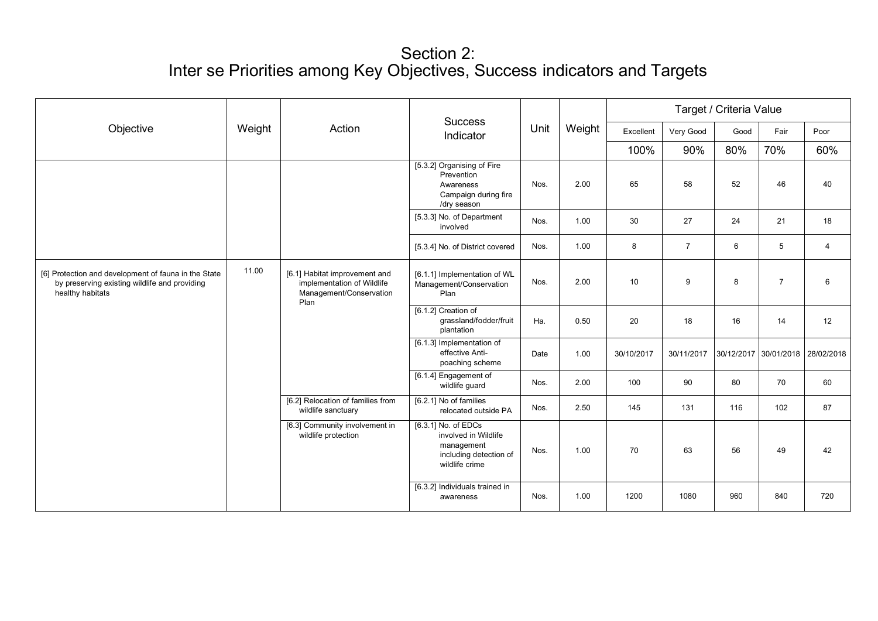# Section 2:
# Inter se Priorities among Key Objectives, Success indicators and Targets

| Objective | Weight | Action | Success Indicator | Unit | Weight | Target / Criteria Value | | | | |
|---|---|---|---|---|---|---|---|---|---|---|
| | | | | | | Excellent | Very Good | Good | Fair | Poor |
| | | | | | | 100% | 90% | 80% | 70% | 60% |
| | | | [5.3.2] Organising of Fire Prevention Awareness Campaign during fire /dry season | Nos. | 2.00 | 65 | 58 | 52 | 46 | 40 |
| | | | [5.3.3] No. of Department involved | Nos. | 1.00 | 30 | 27 | 24 | 21 | 18 |
| | | | [5.3.4] No. of District covered | Nos. | 1.00 | 8 | 7 | 6 | 5 | 4 |
| [6] Protection and development of fauna in the State by preserving existing wildlife and providing healthy habitats | 11.00 | [6.1] Habitat improvement and implementation of Wildlife Management/Conservation Plan | [6.1.1] Implementation of WL Management/Conservation Plan | Nos. | 2.00 | 10 | 9 | 8 | 7 | 6 |
| | | | [6.1.2] Creation of grassland/fodder/fruit plantation | Ha. | 0.50 | 20 | 18 | 16 | 14 | 12 |
| | | | [6.1.3] Implementation of effective Anti-poaching scheme | Date | 1.00 | 30/10/2017 | 30/11/2017 | 30/12/2017 | 30/01/2018 | 28/02/2018 |
| | | | [6.1.4] Engagement of wildlife guard | Nos. | 2.00 | 100 | 90 | 80 | 70 | 60 |
| | | [6.2] Relocation of families from wildlife sanctuary | [6.2.1] No of families relocated outside PA | Nos. | 2.50 | 145 | 131 | 116 | 102 | 87 |
| | | [6.3] Community involvement in wildlife protection | [6.3.1] No. of EDCs involved in Wildlife management including detection of wildlife crime | Nos. | 1.00 | 70 | 63 | 56 | 49 | 42 |
| | | | [6.3.2] Individuals trained in awareness | Nos. | 1.00 | 1200 | 1080 | 960 | 840 | 720 |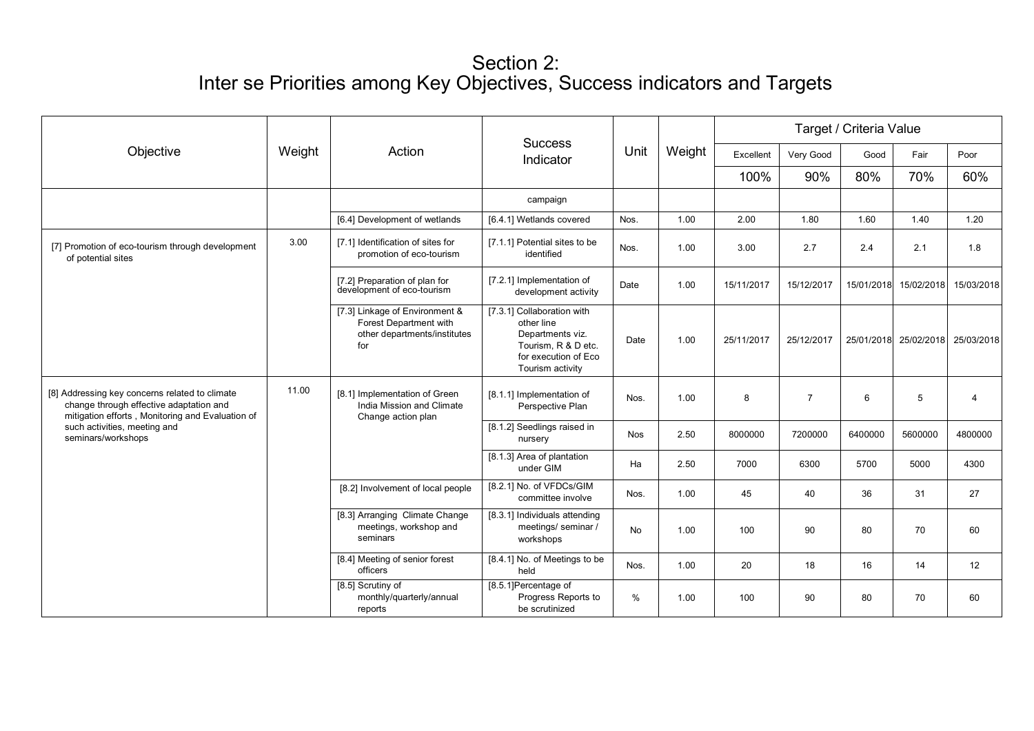# Section 2:
# Inter se Priorities among Key Objectives, Success indicators and Targets

| Objective | Weight | Action | Success Indicator | Unit | Weight | Target / Criteria Value | | | | |
|---|---|---|---|---|---|---|---|---|---|---|
| | | | | | | Excellent | Very Good | Good | Fair | Poor |
| | | | | | | 100% | 90% | 80% | 70% | 60% |
| | | | campaign | | | | | | | |
| | | [6.4] Development of wetlands | [6.4.1] Wetlands covered | Nos. | 1.00 | 2.00 | 1.80 | 1.60 | 1.40 | 1.20 |
| [7] Promotion of eco-tourism through development of potential sites | 3.00 | [7.1] Identification of sites for promotion of eco-tourism | [7.1.1] Potential sites to be identified | Nos. | 1.00 | 3.00 | 2.7 | 2.4 | 2.1 | 1.8 |
| | | [7.2] Preparation of plan for development of eco-tourism | [7.2.1] Implementation of development activity | Date | 1.00 | 15/11/2017 | 15/12/2017 | 15/01/2018 | 15/02/2018 | 15/03/2018 |
| | | [7.3] Linkage of Environment & Forest Department with other departments/institutes for | [7.3.1] Collaboration with other line Departments viz. Tourism, R & D etc. for execution of Eco Tourism activity | Date | 1.00 | 25/11/2017 | 25/12/2017 | 25/01/2018 | 25/02/2018 | 25/03/2018 |
| [8] Addressing key concerns related to climate change through effective adaptation and mitigation efforts , Monitoring and Evaluation of such activities, meeting and seminars/workshops | 11.00 | [8.1] Implementation of Green India Mission and Climate Change action plan | [8.1.1] Implementation of Perspective Plan | Nos. | 1.00 | 8 | 7 | 6 | 5 | 4 |
| | | | [8.1.2] Seedlings raised in nursery | Nos | 2.50 | 8000000 | 7200000 | 6400000 | 5600000 | 4800000 |
| | | | [8.1.3] Area of plantation under GIM | Ha | 2.50 | 7000 | 6300 | 5700 | 5000 | 4300 |
| | | [8.2] Involvement of local people | [8.2.1] No. of VFDCs/GIM committee involve | Nos. | 1.00 | 45 | 40 | 36 | 31 | 27 |
| | | [8.3] Arranging Climate Change meetings, workshop and seminars | [8.3.1] Individuals attending meetings/ seminar / workshops | No | 1.00 | 100 | 90 | 80 | 70 | 60 |
| | | [8.4] Meeting of senior forest officers | [8.4.1] No. of Meetings to be held | Nos. | 1.00 | 20 | 18 | 16 | 14 | 12 |
| | | [8.5] Scrutiny of monthly/quarterly/annual reports | [8.5.1]Percentage of Progress Reports to be scrutinized | % | 1.00 | 100 | 90 | 80 | 70 | 60 |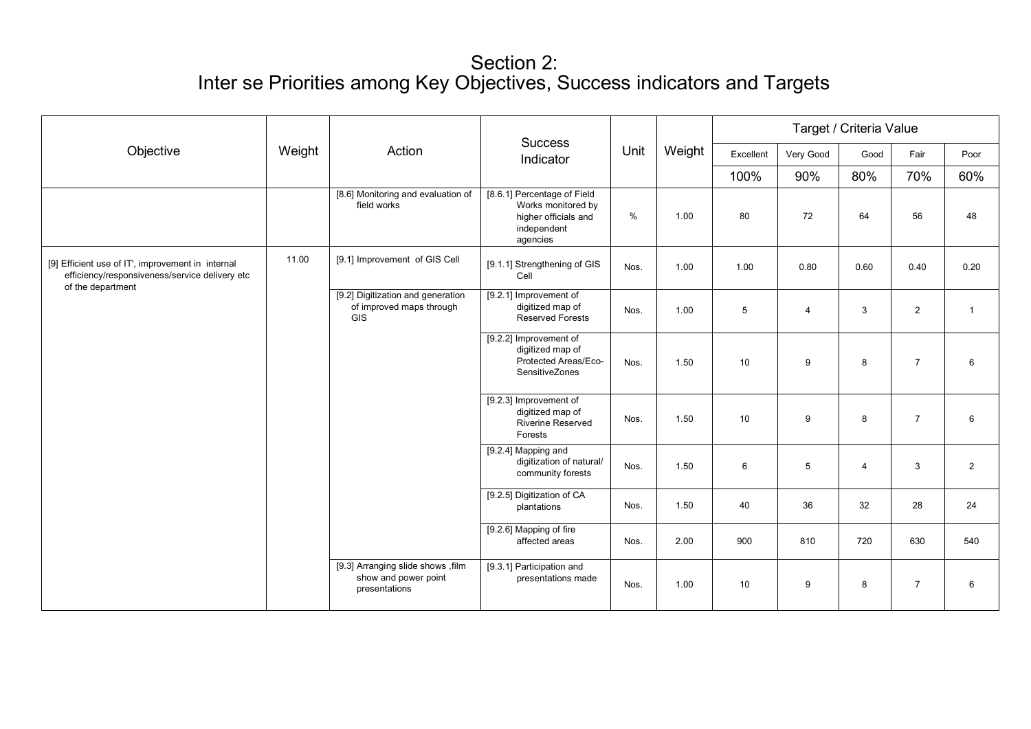# Section 2:
# Inter se Priorities among Key Objectives, Success indicators and Targets

| Objective | Weight | Action | Success Indicator | Unit | Weight | Target / Criteria Value | | | | |
|---|---|---|---|---|---|---|---|---|---|---|
| | | | | | | Excellent | Very Good | Good | Fair | Poor |
| | | | | | | 100% | 90% | 80% | 70% | 60% |
| | | [8.6] Monitoring and evaluation of field works | [8.6.1] Percentage of Field Works monitored by higher officials and independent agencies | % | 1.00 | 80 | 72 | 64 | 56 | 48 |
| [9] Efficient use of IT', improvement in internal efficiency/responsiveness/service delivery etc of the department | 11.00 | [9.1] Improvement of GIS Cell | [9.1.1] Strengthening of GIS Cell | Nos. | 1.00 | 1.00 | 0.80 | 0.60 | 0.40 | 0.20 |
| | | [9.2] Digitization and generation of improved maps through GIS | [9.2.1] Improvement of digitized map of Reserved Forests | Nos. | 1.00 | 5 | 4 | 3 | 2 | 1 |
| | | | [9.2.2] Improvement of digitized map of Protected Areas/Eco-SensitiveZones | Nos. | 1.50 | 10 | 9 | 8 | 7 | 6 |
| | | | [9.2.3] Improvement of digitized map of Riverine Reserved Forests | Nos. | 1.50 | 10 | 9 | 8 | 7 | 6 |
| | | | [9.2.4] Mapping and digitization of natural/ community forests | Nos. | 1.50 | 6 | 5 | 4 | 3 | 2 |
| | | | [9.2.5] Digitization of CA plantations | Nos. | 1.50 | 40 | 36 | 32 | 28 | 24 |
| | | | [9.2.6] Mapping of fire affected areas | Nos. | 2.00 | 900 | 810 | 720 | 630 | 540 |
| | | [9.3] Arranging slide shows ,film show and power point presentations | [9.3.1] Participation and presentations made | Nos. | 1.00 | 10 | 9 | 8 | 7 | 6 |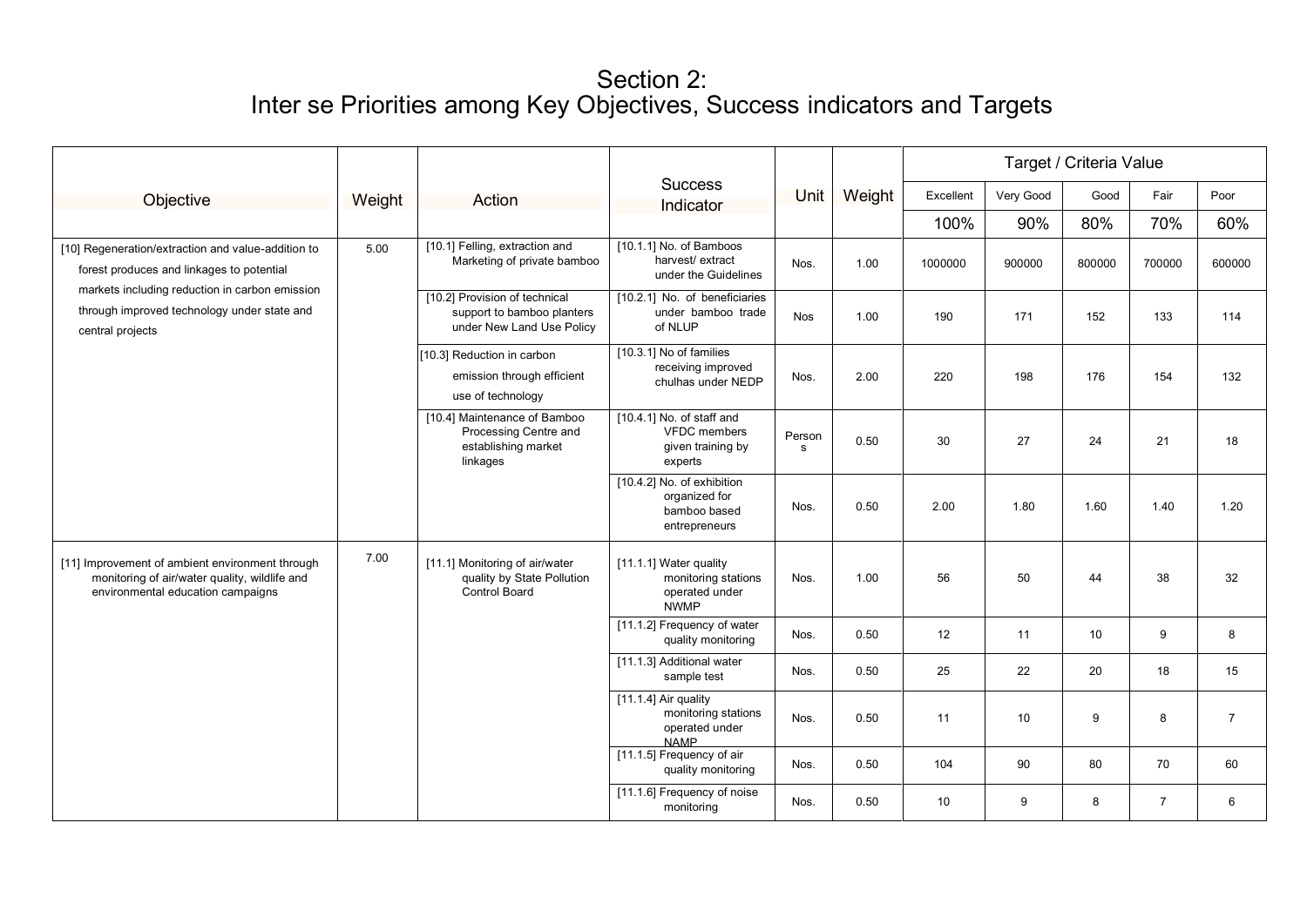# Section 2:
# Inter se Priorities among Key Objectives, Success indicators and Targets

| Objective | Weight | Action | Success Indicator | Unit | Weight | Target / Criteria Value | | | | |
|---|---|---|---|---|---|---|---|---|---|---|
| | | | | | | Excellent | Very Good | Good | Fair | Poor |
| | | | | | | 100% | 90% | 80% | 70% | 60% |
| [10] Regeneration/extraction and value-addition to forest produces and linkages to potential markets including reduction in carbon emission through improved technology under state and central projects | 5.00 | [10.1] Felling, extraction and Marketing of private bamboo | [10.1.1] No. of Bamboos harvest/ extract under the Guidelines | Nos. | 1.00 | 1000000 | 900000 | 800000 | 700000 | 600000 |
| | | [10.2] Provision of technical support to bamboo planters under New Land Use Policy | [10.2.1] No. of beneficiaries under bamboo trade of NLUP | Nos | 1.00 | 190 | 171 | 152 | 133 | 114 |
| | | [10.3] Reduction in carbon emission through efficient use of technology | [10.3.1] No of families receiving improved chulhas under NEDP | Nos. | 2.00 | 220 | 198 | 176 | 154 | 132 |
| | | [10.4] Maintenance of Bamboo Processing Centre and establishing market linkages | [10.4.1] No. of staff and VFDC members given training by experts | Persons | 0.50 | 30 | 27 | 24 | 21 | 18 |
| | | | [10.4.2] No. of exhibition organized for bamboo based entrepreneurs | Nos. | 0.50 | 2.00 | 1.80 | 1.60 | 1.40 | 1.20 |
| [11] Improvement of ambient environment through monitoring of air/water quality, wildlife and environmental education campaigns | 7.00 | [11.1] Monitoring of air/water quality by State Pollution Control Board | [11.1.1] Water quality monitoring stations operated under NWMP | Nos. | 1.00 | 56 | 50 | 44 | 38 | 32 |
| | | | [11.1.2] Frequency of water quality monitoring | Nos. | 0.50 | 12 | 11 | 10 | 9 | 8 |
| | | | [11.1.3] Additional water sample test | Nos. | 0.50 | 25 | 22 | 20 | 18 | 15 |
| | | | [11.1.4] Air quality monitoring stations operated under NAMP | Nos. | 0.50 | 11 | 10 | 9 | 8 | 7 |
| | | | [11.1.5] Frequency of air quality monitoring | Nos. | 0.50 | 104 | 90 | 80 | 70 | 60 |
| | | | [11.1.6] Frequency of noise monitoring | Nos. | 0.50 | 10 | 9 | 8 | 7 | 6 |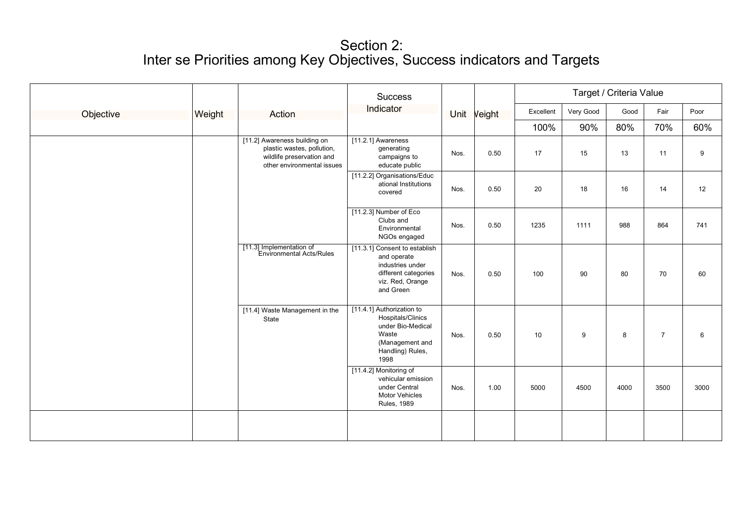# Section 2:
# Inter se Priorities among Key Objectives, Success indicators and Targets

| Objective | Weight | Action | Success Indicator | Unit | Weight | Target / Criteria Value | | | | |
|---|---|---|---|---|---|---|---|---|---|---|
| | | | | | | Excellent | Very Good | Good | Fair | Poor |
| | | | | | | 100% | 90% | 80% | 70% | 60% |
| | | [11.2] Awareness building on plastic wastes, pollution, wildlife preservation and other environmental issues | [11.2.1] Awareness generating campaigns to educate public | Nos. | 0.50 | 17 | 15 | 13 | 11 | 9 |
| | | | [11.2.2] Organisations/Educational Institutions covered | Nos. | 0.50 | 20 | 18 | 16 | 14 | 12 |
| | | | [11.2.3] Number of Eco Clubs and Environmental NGOs engaged | Nos. | 0.50 | 1235 | 1111 | 988 | 864 | 741 |
| | | [11.3] Implementation of Environmental Acts/Rules | [11.3.1] Consent to establish and operate industries under different categories viz. Red, Orange and Green | Nos. | 0.50 | 100 | 90 | 80 | 70 | 60 |
| | | [11.4] Waste Management in the State | [11.4.1] Authorization to Hospitals/Clinics under Bio-Medical Waste (Management and Handling) Rules, 1998 | Nos. | 0.50 | 10 | 9 | 8 | 7 | 6 |
| | | | [11.4.2] Monitoring of vehicular emission under Central Motor Vehicles Rules, 1989 | Nos. | 1.00 | 5000 | 4500 | 4000 | 3500 | 3000 |
| | | | | | | | | | | |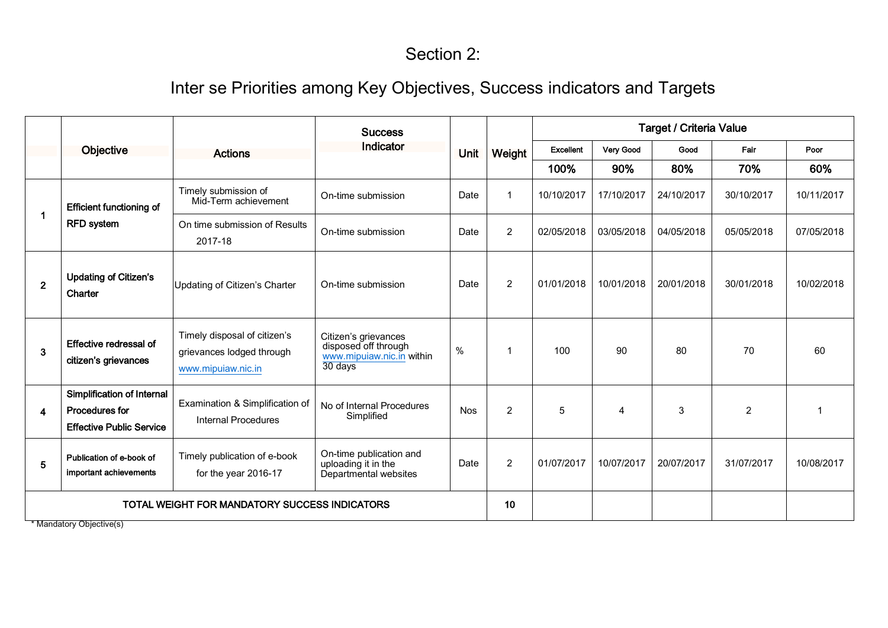# Section 2:

## Inter se Priorities among Key Objectives, Success indicators and Targets

| | Objective | Actions | Success Indicator | Unit | Weight | Target / Criteria Value | | | | |
|---|---|---|---|---|---|---|---|---|---|---|
| | | | | | | Excellent | Very Good | Good | Fair | Poor |
| | | | | | | 100% | 90% | 80% | 70% | 60% |
| 1 | **Efficient functioning of RFD system** | Timely submission of Mid-Term achievement | On-time submission | Date | 1 | 10/10/2017 | 17/10/2017 | 24/10/2017 | 30/10/2017 | 10/11/2017 |
| | | On time submission of Results 2017-18 | On-time submission | Date | 2 | 02/05/2018 | 03/05/2018 | 04/05/2018 | 05/05/2018 | 07/05/2018 |
| 2 | **Updating of Citizen's Charter** | Updating of Citizen's Charter | On-time submission | Date | 2 | 01/01/2018 | 10/01/2018 | 20/01/2018 | 30/01/2018 | 10/02/2018 |
| 3 | **Effective redressal of citizen's grievances** | Timely disposal of citizen's grievances lodged through www.mipuiaw.nic.in | Citizen's grievances disposed off through www.mipuiaw.nic.in within 30 days | % | 1 | 100 | 90 | 80 | 70 | 60 |
| 4 | **Simplification of Internal Procedures for Effective Public Service** | Examination & Simplification of Internal Procedures | No of Internal Procedures Simplified | Nos | 2 | 5 | 4 | 3 | 2 | 1 |
| 5 | **Publication of e-book of important achievements** | Timely publication of e-book for the year 2016-17 | On-time publication and uploading it in the Departmental websites | Date | 2 | 01/07/2017 | 10/07/2017 | 20/07/2017 | 31/07/2017 | 10/08/2017 |
| **TOTAL WEIGHT FOR MANDATORY SUCCESS INDICATORS** | | | | | **10** | | | | | |

\* Mandatory Objective(s)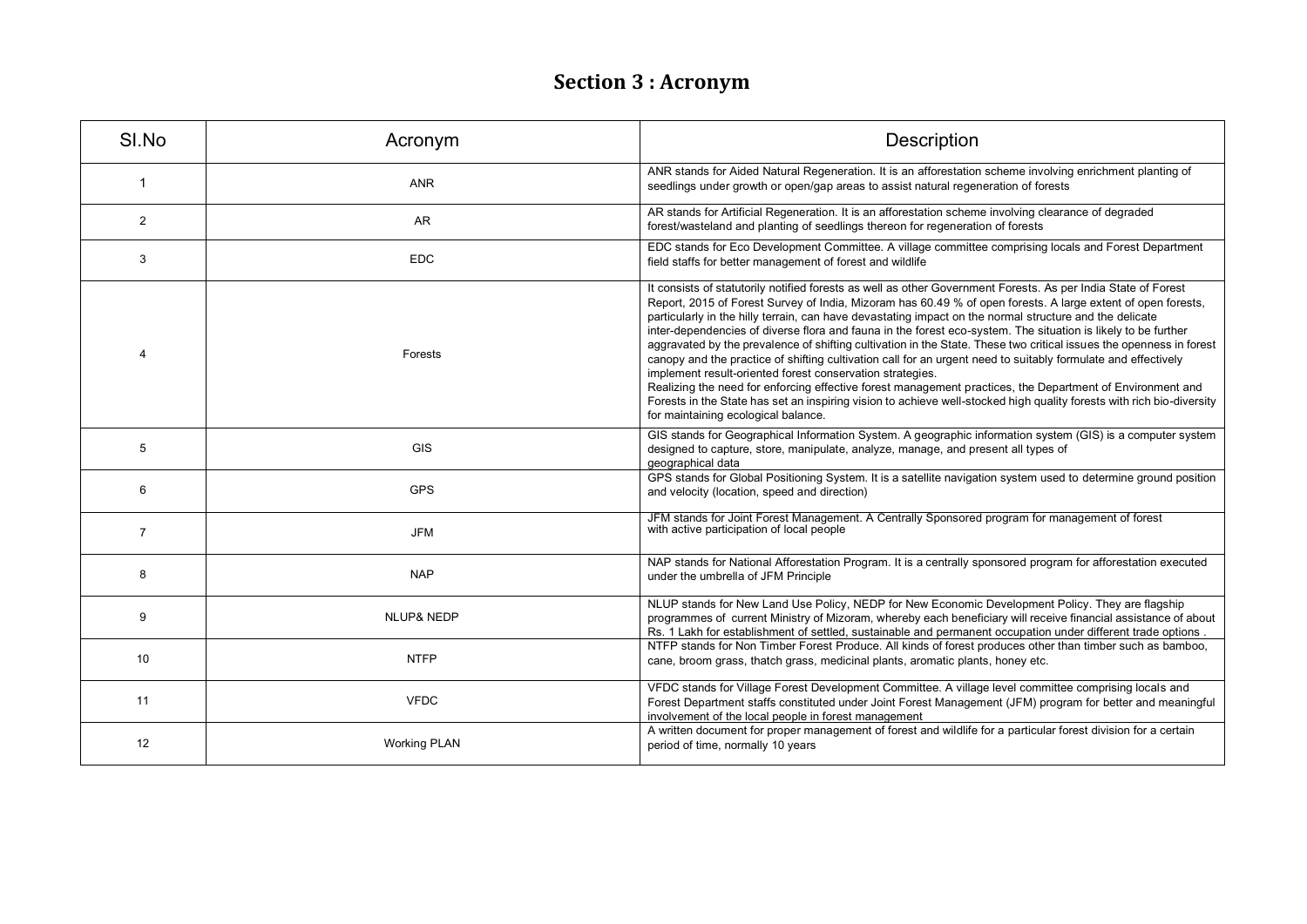## Section 3 : Acronym

| SI.No | Acronym | Description |
|---|---|---|
| 1 | ANR | ANR stands for Aided Natural Regeneration. It is an afforestation scheme involving enrichment planting of seedlings under growth or open/gap areas to assist natural regeneration of forests |
| 2 | AR | AR stands for Artificial Regeneration. It is an afforestation scheme involving clearance of degraded forest/wasteland and planting of seedlings thereon for regeneration of forests |
| 3 | EDC | EDC stands for Eco Development Committee. A village committee comprising locals and Forest Department field staffs for better management of forest and wildlife |
| 4 | Forests | It consists of statutorily notified forests as well as other Government Forests. As per India State of Forest Report, 2015 of Forest Survey of India, Mizoram has 60.49 % of open forests. A large extent of open forests, particularly in the hilly terrain, can have devastating impact on the normal structure and the delicate inter-dependencies of diverse flora and fauna in the forest eco-system. The situation is likely to be further aggravated by the prevalence of shifting cultivation in the State. These two critical issues the openness in forest canopy and the practice of shifting cultivation call for an urgent need to suitably formulate and effectively implement result-oriented forest conservation strategies.<br>Realizing the need for enforcing effective forest management practices, the Department of Environment and Forests in the State has set an inspiring vision to achieve well-stocked high quality forests with rich bio-diversity for maintaining ecological balance. |
| 5 | GIS | GIS stands for Geographical Information System. A geographic information system (GIS) is a computer system designed to capture, store, manipulate, analyze, manage, and present all types of geographical data |
| 6 | GPS | GPS stands for Global Positioning System. It is a satellite navigation system used to determine ground position and velocity (location, speed and direction) |
| 7 | JFM | JFM stands for Joint Forest Management. A Centrally Sponsored program for management of forest with active participation of local people |
| 8 | NAP | NAP stands for National Afforestation Program. It is a centrally sponsored program for afforestation executed under the umbrella of JFM Principle |
| 9 | NLUP& NEDP | NLUP stands for New Land Use Policy, NEDP for New Economic Development Policy. They are flagship programmes of current Ministry of Mizoram, whereby each beneficiary will receive financial assistance of about Rs. 1 Lakh for establishment of settled, sustainable and permanent occupation under different trade options . |
| 10 | NTFP | NTFP stands for Non Timber Forest Produce. All kinds of forest produces other than timber such as bamboo, cane, broom grass, thatch grass, medicinal plants, aromatic plants, honey etc. |
| 11 | VFDC | VFDC stands for Village Forest Development Committee. A village level committee comprising locals and Forest Department staffs constituted under Joint Forest Management (JFM) program for better and meaningful involvement of the local people in forest management |
| 12 | Working PLAN | A written document for proper management of forest and wildlife for a particular forest division for a certain period of time, normally 10 years |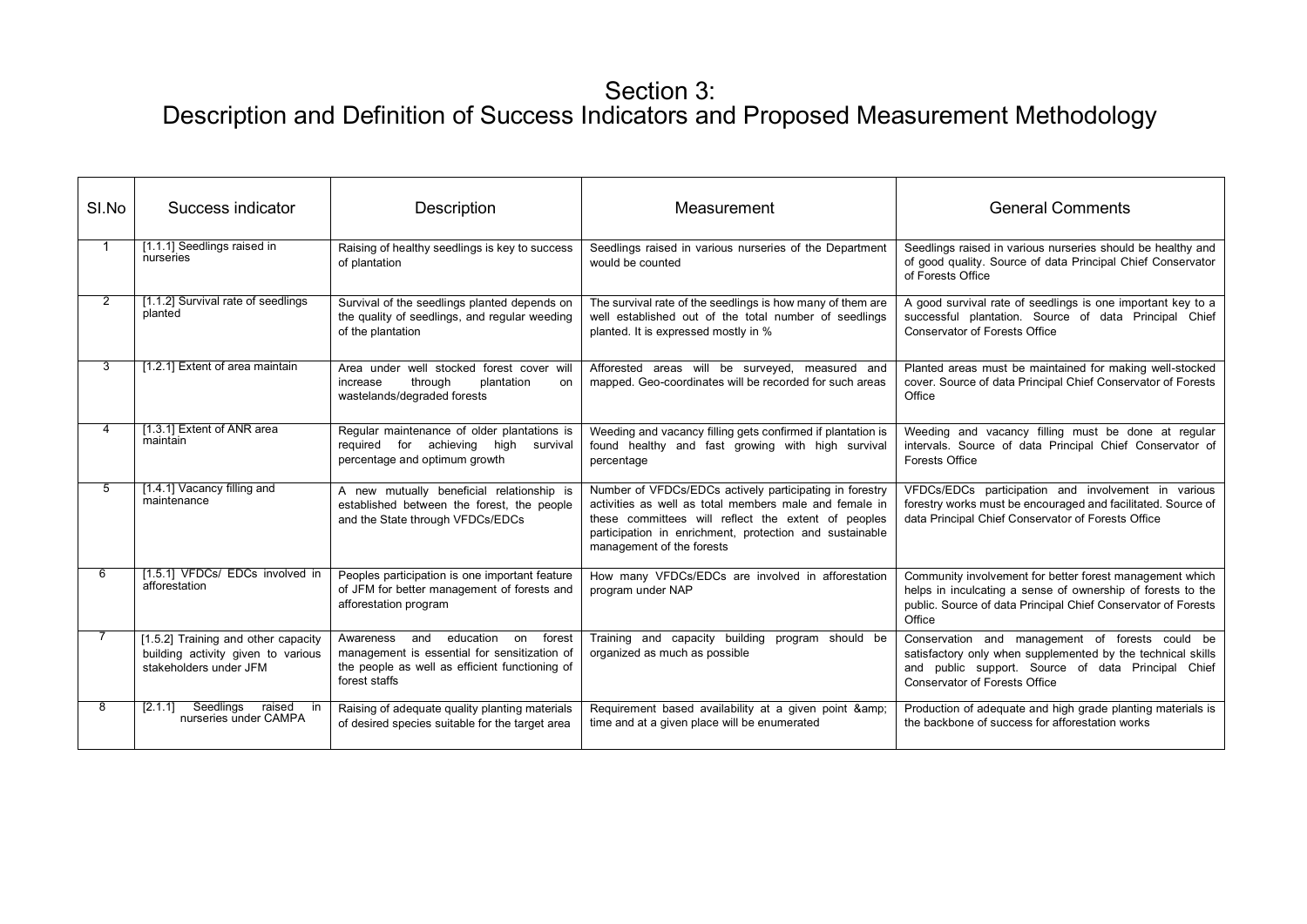# Section 3:
# Description and Definition of Success Indicators and Proposed Measurement Methodology

| Sl.No | Success indicator | Description | Measurement | General Comments |
|---|---|---|---|---|
| 1 | [1.1.1] Seedlings raised in nurseries | Raising of healthy seedlings is key to success of plantation | Seedlings raised in various nurseries of the Department would be counted | Seedlings raised in various nurseries should be healthy and of good quality. Source of data Principal Chief Conservator of Forests Office |
| 2 | [1.1.2] Survival rate of seedlings planted | Survival of the seedlings planted depends on the quality of seedlings, and regular weeding of the plantation | The survival rate of the seedlings is how many of them are well established out of the total number of seedlings planted. It is expressed mostly in % | A good survival rate of seedlings is one important key to a successful plantation. Source of data Principal Chief Conservator of Forests Office |
| 3 | [1.2.1] Extent of area maintain | Area under well stocked forest cover will increase through plantation on wastelands/degraded forests | Afforested areas will be surveyed, measured and mapped. Geo-coordinates will be recorded for such areas | Planted areas must be maintained for making well-stocked cover. Source of data Principal Chief Conservator of Forests Office |
| 4 | [1.3.1] Extent of ANR area maintain | Regular maintenance of older plantations is required for achieving high survival percentage and optimum growth | Weeding and vacancy filling gets confirmed if plantation is found healthy and fast growing with high survival percentage | Weeding and vacancy filling must be done at regular intervals. Source of data Principal Chief Conservator of Forests Office |
| 5 | [1.4.1] Vacancy filling and maintenance | A new mutually beneficial relationship is established between the forest, the people and the State through VFDCs/EDCs | Number of VFDCs/EDCs actively participating in forestry activities as well as total members male and female in these committees will reflect the extent of peoples participation in enrichment, protection and sustainable management of the forests | VFDCs/EDCs participation and involvement in various forestry works must be encouraged and facilitated. Source of data Principal Chief Conservator of Forests Office |
| 6 | [1.5.1] VFDCs/ EDCs involved in afforestation | Peoples participation is one important feature of JFM for better management of forests and afforestation program | How many VFDCs/EDCs are involved in afforestation program under NAP | Community involvement for better forest management which helps in inculcating a sense of ownership of forests to the public. Source of data Principal Chief Conservator of Forests Office |
| 7 | [1.5.2] Training and other capacity building activity given to various stakeholders under JFM | Awareness and education on forest management is essential for sensitization of the people as well as efficient functioning of forest staffs | Training and capacity building program should be organized as much as possible | Conservation and management of forests could be satisfactory only when supplemented by the technical skills and public support. Source of data Principal Chief Conservator of Forests Office |
| 8 | [2.1.1] Seedlings raised in nurseries under CAMPA | Raising of adequate quality planting materials of desired species suitable for the target area | Requirement based availability at a given point &amp; time and at a given place will be enumerated | Production of adequate and high grade planting materials is the backbone of success for afforestation works |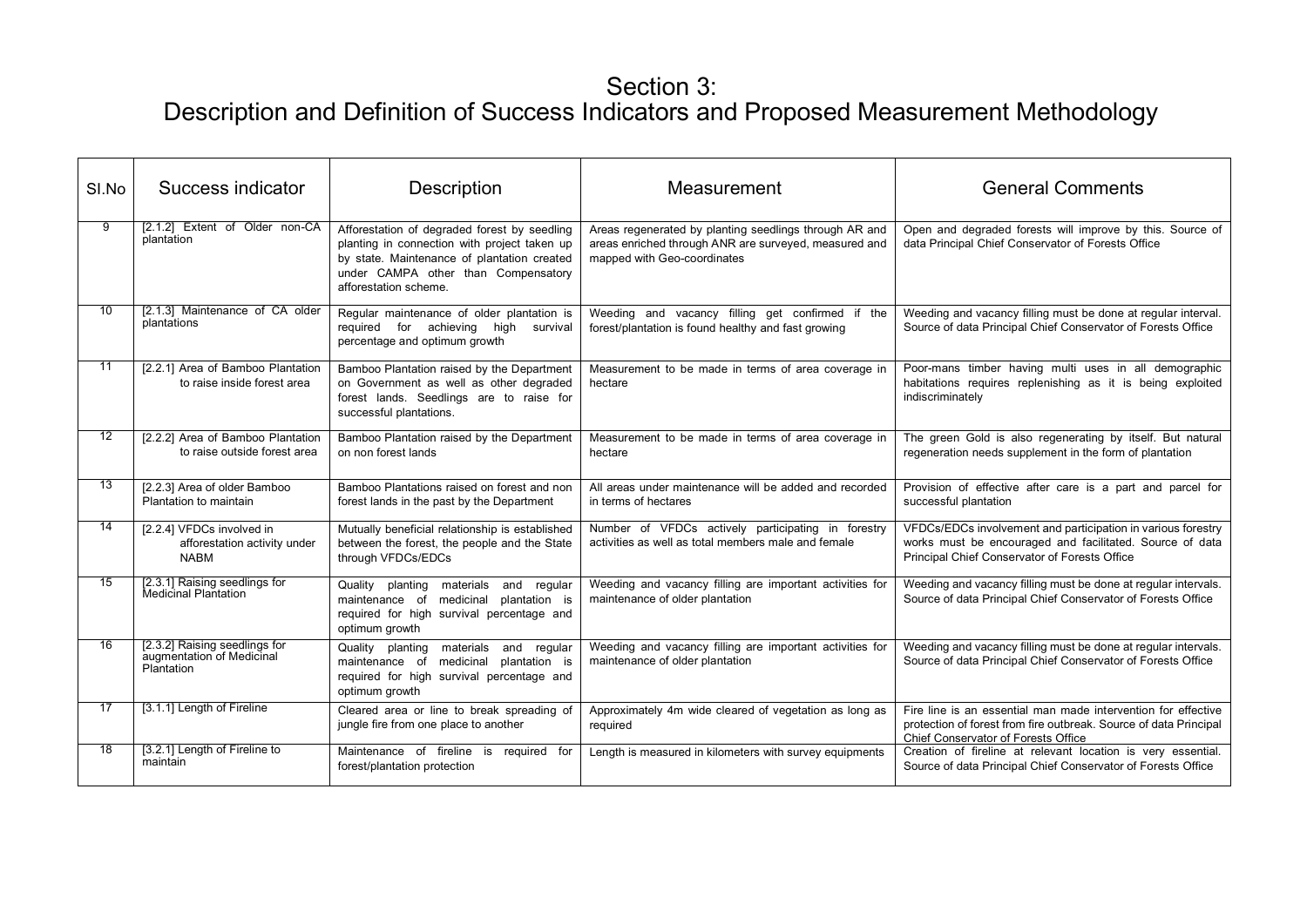# Section 3:
# Description and Definition of Success Indicators and Proposed Measurement Methodology

| Sl.No | Success indicator | Description | Measurement | General Comments |
|---|---|---|---|---|
| 9 | [2.1.2] Extent of Older non-CA plantation | Afforestation of degraded forest by seedling planting in connection with project taken up by state. Maintenance of plantation created under CAMPA other than Compensatory afforestation scheme. | Areas regenerated by planting seedlings through AR and areas enriched through ANR are surveyed, measured and mapped with Geo-coordinates | Open and degraded forests will improve by this. Source of data Principal Chief Conservator of Forests Office |
| 10 | [2.1.3] Maintenance of CA older plantations | Regular maintenance of older plantation is required for achieving high survival percentage and optimum growth | Weeding and vacancy filling get confirmed if the forest/plantation is found healthy and fast growing | Weeding and vacancy filling must be done at regular interval. Source of data Principal Chief Conservator of Forests Office |
| 11 | [2.2.1] Area of Bamboo Plantation to raise inside forest area | Bamboo Plantation raised by the Department on Government as well as other degraded forest lands. Seedlings are to raise for successful plantations. | Measurement to be made in terms of area coverage in hectare | Poor-mans timber having multi uses in all demographic habitations requires replenishing as it is being exploited indiscriminately |
| 12 | [2.2.2] Area of Bamboo Plantation to raise outside forest area | Bamboo Plantation raised by the Department on non forest lands | Measurement to be made in terms of area coverage in hectare | The green Gold is also regenerating by itself. But natural regeneration needs supplement in the form of plantation |
| 13 | [2.2.3] Area of older Bamboo Plantation to maintain | Bamboo Plantations raised on forest and non forest lands in the past by the Department | All areas under maintenance will be added and recorded in terms of hectares | Provision of effective after care is a part and parcel for successful plantation |
| 14 | [2.2.4] VFDCs involved in afforestation activity under NABM | Mutually beneficial relationship is established between the forest, the people and the State through VFDCs/EDCs | Number of VFDCs actively participating in forestry activities as well as total members male and female | VFDCs/EDCs involvement and participation in various forestry works must be encouraged and facilitated. Source of data Principal Chief Conservator of Forests Office |
| 15 | [2.3.1] Raising seedlings for Medicinal Plantation | Quality planting materials and regular maintenance of medicinal plantation is required for high survival percentage and optimum growth | Weeding and vacancy filling are important activities for maintenance of older plantation | Weeding and vacancy filling must be done at regular intervals. Source of data Principal Chief Conservator of Forests Office |
| 16 | [2.3.2] Raising seedlings for augmentation of Medicinal Plantation | Quality planting materials and regular maintenance of medicinal plantation is required for high survival percentage and optimum growth | Weeding and vacancy filling are important activities for maintenance of older plantation | Weeding and vacancy filling must be done at regular intervals. Source of data Principal Chief Conservator of Forests Office |
| 17 | [3.1.1] Length of Fireline | Cleared area or line to break spreading of jungle fire from one place to another | Approximately 4m wide cleared of vegetation as long as required | Fire line is an essential man made intervention for effective protection of forest from fire outbreak. Source of data Principal Chief Conservator of Forests Office |
| 18 | [3.2.1] Length of Fireline to maintain | Maintenance of fireline is required for forest/plantation protection | Length is measured in kilometers with survey equipments | Creation of fireline at relevant location is very essential. Source of data Principal Chief Conservator of Forests Office |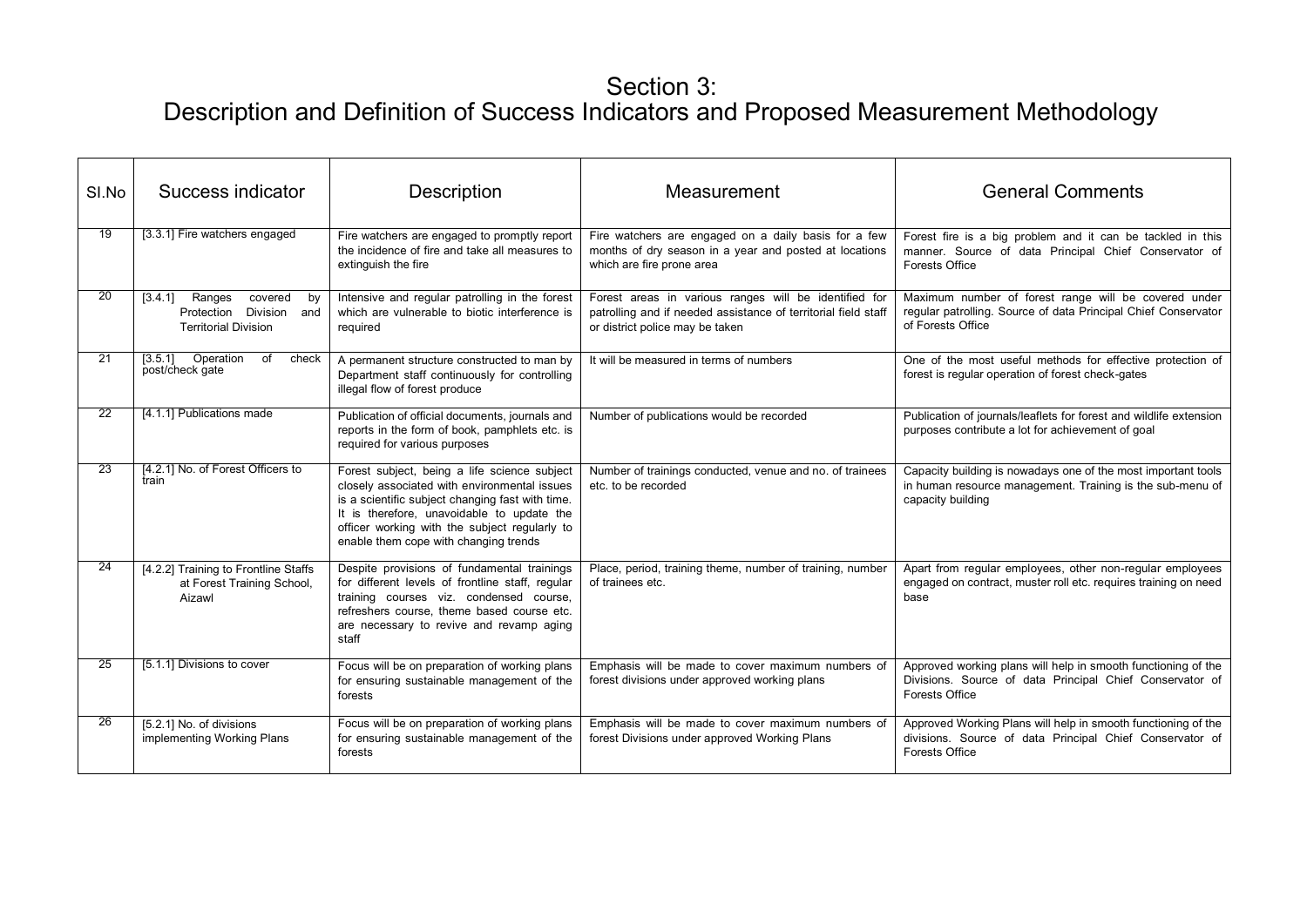# Section 3:
# Description and Definition of Success Indicators and Proposed Measurement Methodology

| Sl.No | Success indicator | Description | Measurement | General Comments |
|---|---|---|---|---|
| 19 | [3.3.1] Fire watchers engaged | Fire watchers are engaged to promptly report the incidence of fire and take all measures to extinguish the fire | Fire watchers are engaged on a daily basis for a few months of dry season in a year and posted at locations which are fire prone area | Forest fire is a big problem and it can be tackled in this manner. Source of data Principal Chief Conservator of Forests Office |
| 20 | [3.4.1] Ranges covered by Protection Division and Territorial Division | Intensive and regular patrolling in the forest which are vulnerable to biotic interference is required | Forest areas in various ranges will be identified for patrolling and if needed assistance of territorial field staff or district police may be taken | Maximum number of forest range will be covered under regular patrolling. Source of data Principal Chief Conservator of Forests Office |
| 21 | [3.5.1] Operation of check post/check gate | A permanent structure constructed to man by Department staff continuously for controlling illegal flow of forest produce | It will be measured in terms of numbers | One of the most useful methods for effective protection of forest is regular operation of forest check-gates |
| 22 | [4.1.1] Publications made | Publication of official documents, journals and reports in the form of book, pamphlets etc. is required for various purposes | Number of publications would be recorded | Publication of journals/leaflets for forest and wildlife extension purposes contribute a lot for achievement of goal |
| 23 | [4.2.1] No. of Forest Officers to train | Forest subject, being a life science subject closely associated with environmental issues is a scientific subject changing fast with time. It is therefore, unavoidable to update the officer working with the subject regularly to enable them cope with changing trends | Number of trainings conducted, venue and no. of trainees etc. to be recorded | Capacity building is nowadays one of the most important tools in human resource management. Training is the sub-menu of capacity building |
| 24 | [4.2.2] Training to Frontline Staffs at Forest Training School, Aizawl | Despite provisions of fundamental trainings for different levels of frontline staff, regular training courses viz. condensed course, refreshers course, theme based course etc. are necessary to revive and revamp aging staff | Place, period, training theme, number of training, number of trainees etc. | Apart from regular employees, other non-regular employees engaged on contract, muster roll etc. requires training on need base |
| 25 | [5.1.1] Divisions to cover | Focus will be on preparation of working plans for ensuring sustainable management of the forests | Emphasis will be made to cover maximum numbers of forest divisions under approved working plans | Approved working plans will help in smooth functioning of the Divisions. Source of data Principal Chief Conservator of Forests Office |
| 26 | [5.2.1] No. of divisions implementing Working Plans | Focus will be on preparation of working plans for ensuring sustainable management of the forests | Emphasis will be made to cover maximum numbers of forest Divisions under approved Working Plans | Approved Working Plans will help in smooth functioning of the divisions. Source of data Principal Chief Conservator of Forests Office |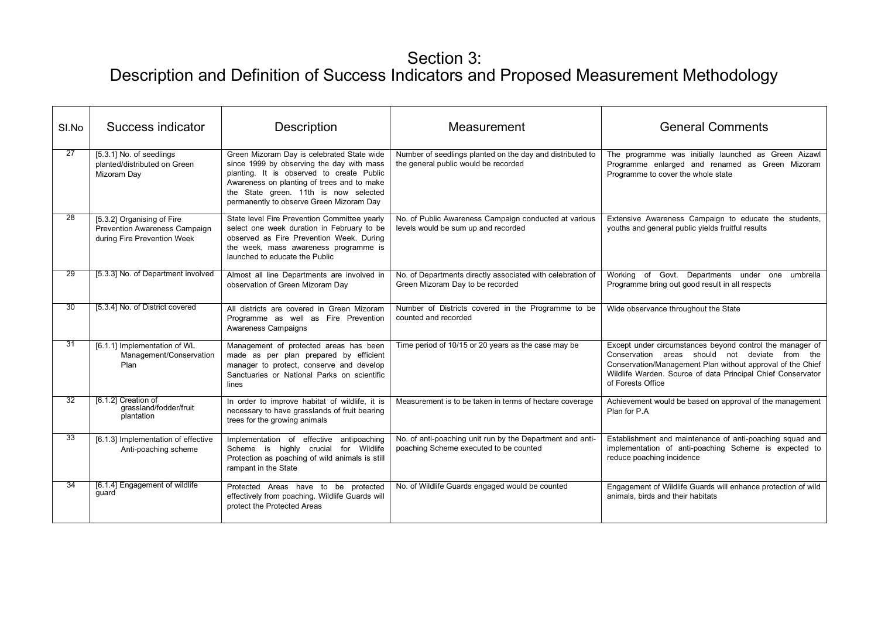# Section 3:
# Description and Definition of Success Indicators and Proposed Measurement Methodology

| Sl.No | Success indicator | Description | Measurement | General Comments |
|---|---|---|---|---|
| 27 | [5.3.1] No. of seedlings planted/distributed on Green Mizoram Day | Green Mizoram Day is celebrated State wide since 1999 by observing the day with mass planting. It is observed to create Public Awareness on planting of trees and to make the State green. 11th is now selected permanently to observe Green Mizoram Day | Number of seedlings planted on the day and distributed to the general public would be recorded | The programme was initially launched as Green Aizawl Programme enlarged and renamed as Green Mizoram Programme to cover the whole state |
| 28 | [5.3.2] Organising of Fire Prevention Awareness Campaign during Fire Prevention Week | State level Fire Prevention Committee yearly select one week duration in February to be observed as Fire Prevention Week. During the week, mass awareness programme is launched to educate the Public | No. of Public Awareness Campaign conducted at various levels would be sum up and recorded | Extensive Awareness Campaign to educate the students, youths and general public yields fruitful results |
| 29 | [5.3.3] No. of Department involved | Almost all line Departments are involved in observation of Green Mizoram Day | No. of Departments directly associated with celebration of Green Mizoram Day to be recorded | Working of Govt. Departments under one umbrella Programme bring out good result in all respects |
| 30 | [5.3.4] No. of District covered | All districts are covered in Green Mizoram Programme as well as Fire Prevention Awareness Campaigns | Number of Districts covered in the Programme to be counted and recorded | Wide observance throughout the State |
| 31 | [6.1.1] Implementation of WL Management/Conservation Plan | Management of protected areas has been made as per plan prepared by efficient manager to protect, conserve and develop Sanctuaries or National Parks on scientific lines | Time period of 10/15 or 20 years as the case may be | Except under circumstances beyond control the manager of Conservation areas should not deviate from the Conservation/Management Plan without approval of the Chief Wildlife Warden. Source of data Principal Chief Conservator of Forests Office |
| 32 | [6.1.2] Creation of grassland/fodder/fruit plantation | In order to improve habitat of wildlife, it is necessary to have grasslands of fruit bearing trees for the growing animals | Measurement is to be taken in terms of hectare coverage | Achievement would be based on approval of the management Plan for P.A |
| 33 | [6.1.3] Implementation of effective Anti-poaching scheme | Implementation of effective antipoaching Scheme is highly crucial for Wildlife Protection as poaching of wild animals is still rampant in the State | No. of anti-poaching unit run by the Department and anti-poaching Scheme executed to be counted | Establishment and maintenance of anti-poaching squad and implementation of anti-poaching Scheme is expected to reduce poaching incidence |
| 34 | [6.1.4] Engagement of wildlife guard | Protected Areas have to be protected effectively from poaching. Wildlife Guards will protect the Protected Areas | No. of Wildlife Guards engaged would be counted | Engagement of Wildlife Guards will enhance protection of wild animals, birds and their habitats |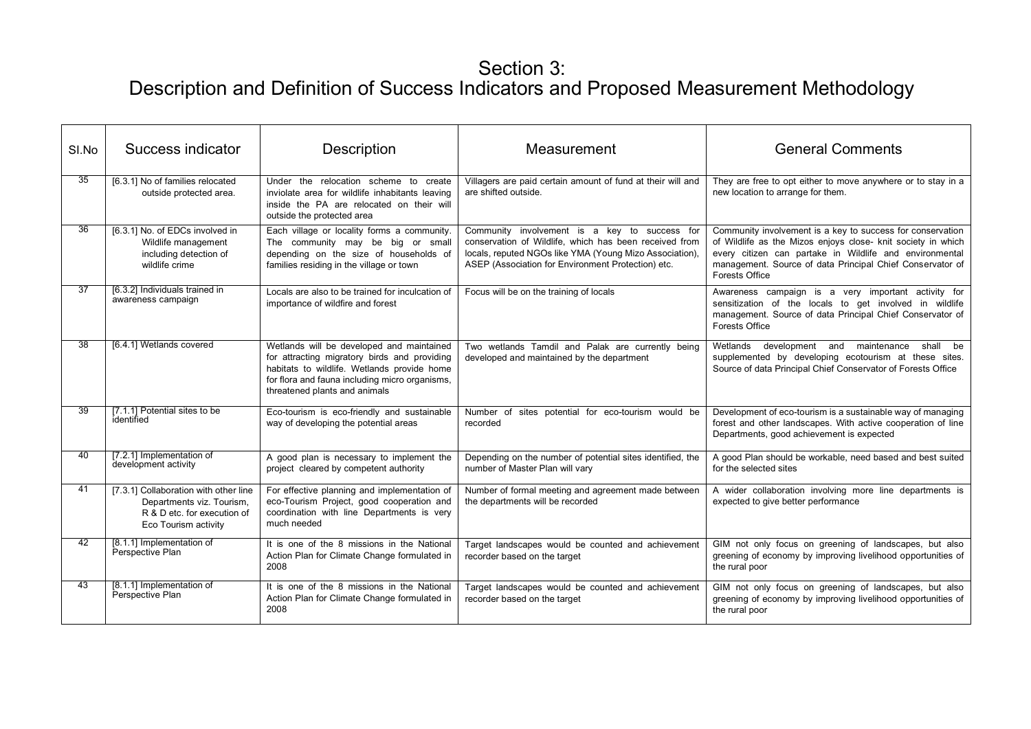# Section 3:
# Description and Definition of Success Indicators and Proposed Measurement Methodology

| Sl.No | Success indicator | Description | Measurement | General Comments |
|---|---|---|---|---|
| 35 | [6.3.1] No of families relocated outside protected area. | Under the relocation scheme to create inviolate area for wildlife inhabitants leaving inside the PA are relocated on their will outside the protected area | Villagers are paid certain amount of fund at their will and are shifted outside. | They are free to opt either to move anywhere or to stay in a new location to arrange for them. |
| 36 | [6.3.1] No. of EDCs involved in Wildlife management including detection of wildlife crime | Each village or locality forms a community. The community may be big or small depending on the size of households of families residing in the village or town | Community involvement is a key to success for conservation of Wildlife, which has been received from locals, reputed NGOs like YMA (Young Mizo Association), ASEP (Association for Environment Protection) etc. | Community involvement is a key to success for conservation of Wildlife as the Mizos enjoys close- knit society in which every citizen can partake in Wildlife and environmental management. Source of data Principal Chief Conservator of Forests Office |
| 37 | [6.3.2] Individuals trained in awareness campaign | Locals are also to be trained for inculcation of importance of wildfire and forest | Focus will be on the training of locals | Awareness campaign is a very important activity for sensitization of the locals to get involved in wildlife management. Source of data Principal Chief Conservator of Forests Office |
| 38 | [6.4.1] Wetlands covered | Wetlands will be developed and maintained for attracting migratory birds and providing habitats to wildlife. Wetlands provide home for flora and fauna including micro organisms, threatened plants and animals | Two wetlands Tamdil and Palak are currently being developed and maintained by the department | Wetlands development and maintenance shall be supplemented by developing ecotourism at these sites. Source of data Principal Chief Conservator of Forests Office |
| 39 | [7.1.1] Potential sites to be identified | Eco-tourism is eco-friendly and sustainable way of developing the potential areas | Number of sites potential for eco-tourism would be recorded | Development of eco-tourism is a sustainable way of managing forest and other landscapes. With active cooperation of line Departments, good achievement is expected |
| 40 | [7.2.1] Implementation of development activity | A good plan is necessary to implement the project cleared by competent authority | Depending on the number of potential sites identified, the number of Master Plan will vary | A good Plan should be workable, need based and best suited for the selected sites |
| 41 | [7.3.1] Collaboration with other line Departments viz. Tourism, R & D etc. for execution of Eco Tourism activity | For effective planning and implementation of eco-Tourism Project, good cooperation and coordination with line Departments is very much needed | Number of formal meeting and agreement made between the departments will be recorded | A wider collaboration involving more line departments is expected to give better performance |
| 42 | [8.1.1] Implementation of Perspective Plan | It is one of the 8 missions in the National Action Plan for Climate Change formulated in 2008 | Target landscapes would be counted and achievement recorder based on the target | GIM not only focus on greening of landscapes, but also greening of economy by improving livelihood opportunities of the rural poor |
| 43 | [8.1.1] Implementation of Perspective Plan | It is one of the 8 missions in the National Action Plan for Climate Change formulated in 2008 | Target landscapes would be counted and achievement recorder based on the target | GIM not only focus on greening of landscapes, but also greening of economy by improving livelihood opportunities of the rural poor |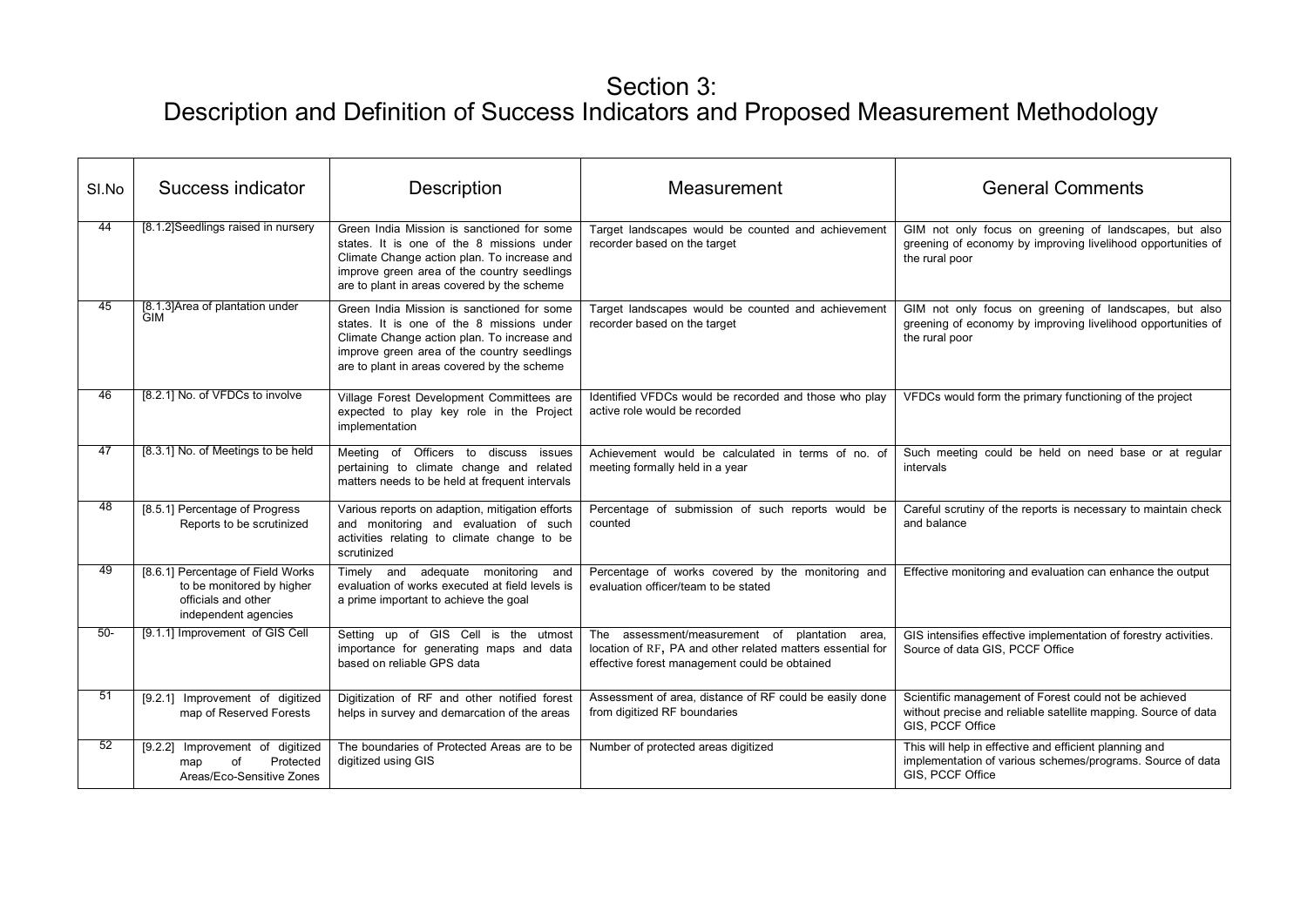# Section 3:
# Description and Definition of Success Indicators and Proposed Measurement Methodology

| Sl.No | Success indicator | Description | Measurement | General Comments |
|---|---|---|---|---|
| 44 | [8.1.2]Seedlings raised in nursery | Green India Mission is sanctioned for some states. It is one of the 8 missions under Climate Change action plan. To increase and improve green area of the country seedlings are to plant in areas covered by the scheme | Target landscapes would be counted and achievement recorder based on the target | GIM not only focus on greening of landscapes, but also greening of economy by improving livelihood opportunities of the rural poor |
| 45 | [8.1.3]Area of plantation under GIM | Green India Mission is sanctioned for some states. It is one of the 8 missions under Climate Change action plan. To increase and improve green area of the country seedlings are to plant in areas covered by the scheme | Target landscapes would be counted and achievement recorder based on the target | GIM not only focus on greening of landscapes, but also greening of economy by improving livelihood opportunities of the rural poor |
| 46 | [8.2.1] No. of VFDCs to involve | Village Forest Development Committees are expected to play key role in the Project implementation | Identified VFDCs would be recorded and those who play active role would be recorded | VFDCs would form the primary functioning of the project |
| 47 | [8.3.1] No. of Meetings to be held | Meeting of Officers to discuss issues pertaining to climate change and related matters needs to be held at frequent intervals | Achievement would be calculated in terms of no. of meeting formally held in a year | Such meeting could be held on need base or at regular intervals |
| 48 | [8.5.1] Percentage of Progress Reports to be scrutinized | Various reports on adaption, mitigation efforts and monitoring and evaluation of such activities relating to climate change to be scrutinized | Percentage of submission of such reports would be counted | Careful scrutiny of the reports is necessary to maintain check and balance |
| 49 | [8.6.1] Percentage of Field Works to be monitored by higher officials and other independent agencies | Timely and adequate monitoring and evaluation of works executed at field levels is a prime important to achieve the goal | Percentage of works covered by the monitoring and evaluation officer/team to be stated | Effective monitoring and evaluation can enhance the output |
| 50- | [9.1.1] Improvement of GIS Cell | Setting up of GIS Cell is the utmost importance for generating maps and data based on reliable GPS data | The assessment/measurement of plantation area, location of RF, PA and other related matters essential for effective forest management could be obtained | GIS intensifies effective implementation of forestry activities. Source of data GIS, PCCF Office |
| 51 | [9.2.1] Improvement of digitized map of Reserved Forests | Digitization of RF and other notified forest helps in survey and demarcation of the areas | Assessment of area, distance of RF could be easily done from digitized RF boundaries | Scientific management of Forest could not be achieved without precise and reliable satellite mapping. Source of data GIS, PCCF Office |
| 52 | [9.2.2] Improvement of digitized map of Protected Areas/Eco-Sensitive Zones | The boundaries of Protected Areas are to be digitized using GIS | Number of protected areas digitized | This will help in effective and efficient planning and implementation of various schemes/programs. Source of data GIS, PCCF Office |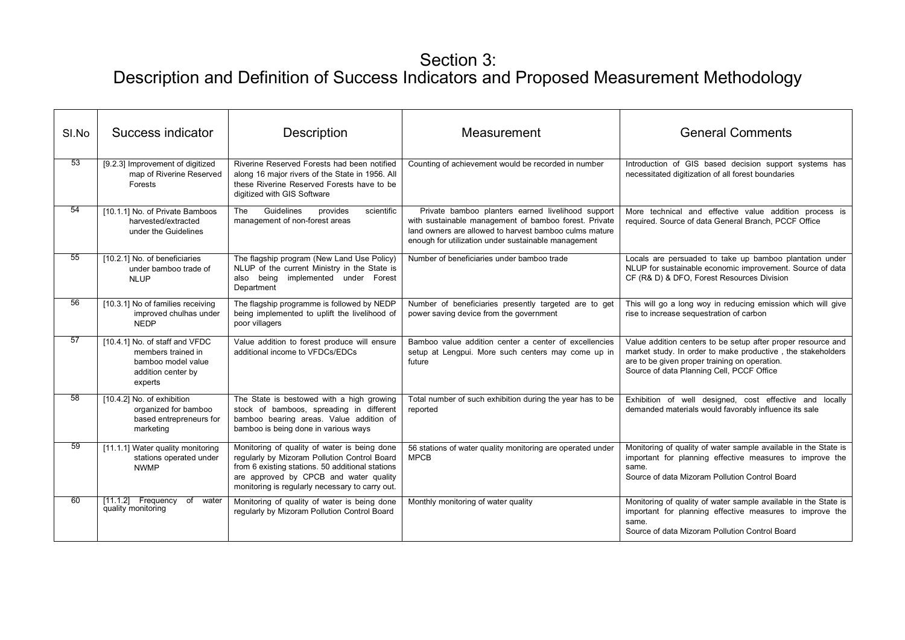# Section 3:
# Description and Definition of Success Indicators and Proposed Measurement Methodology

| Sl.No | Success indicator | Description | Measurement | General Comments |
|---|---|---|---|---|
| 53 | [9.2.3] Improvement of digitized map of Riverine Reserved Forests | Riverine Reserved Forests had been notified along 16 major rivers of the State in 1956. All these Riverine Reserved Forests have to be digitized with GIS Software | Counting of achievement would be recorded in number | Introduction of GIS based decision support systems has necessitated digitization of all forest boundaries |
| 54 | [10.1.1] No. of Private Bamboos harvested/extracted under the Guidelines | The Guidelines provides scientific management of non-forest areas | Private bamboo planters earned livelihood support with sustainable management of bamboo forest. Private land owners are allowed to harvest bamboo culms mature enough for utilization under sustainable management | More technical and effective value addition process is required. Source of data General Branch, PCCF Office |
| 55 | [10.2.1] No. of beneficiaries under bamboo trade of NLUP | The flagship program (New Land Use Policy) NLUP of the current Ministry in the State is also being implemented under Forest Department | Number of beneficiaries under bamboo trade | Locals are persuaded to take up bamboo plantation under NLUP for sustainable economic improvement. Source of data CF (R& D) & DFO, Forest Resources Division |
| 56 | [10.3.1] No of families receiving improved chulhas under NEDP | The flagship programme is followed by NEDP being implemented to uplift the livelihood of poor villagers | Number of beneficiaries presently targeted are to get power saving device from the government | This will go a long woy in reducing emission which will give rise to increase sequestration of carbon |
| 57 | [10.4.1] No. of staff and VFDC members trained in bamboo model value addition center by experts | Value addition to forest produce will ensure additional income to VFDCs/EDCs | Bamboo value addition center a center of excellencies setup at Lengpui. More such centers may come up in future | Value addition centers to be setup after proper resource and market study. In order to make productive , the stakeholders are to be given proper training on operation.<br>Source of data Planning Cell, PCCF Office |
| 58 | [10.4.2] No. of exhibition organized for bamboo based entrepreneurs for marketing | The State is bestowed with a high growing stock of bamboos, spreading in different bamboo bearing areas. Value addition of bamboo is being done in various ways | Total number of such exhibition during the year has to be reported | Exhibition of well designed, cost effective and locally demanded materials would favorably influence its sale |
| 59 | [11.1.1] Water quality monitoring stations operated under NWMP | Monitoring of quality of water is being done regularly by Mizoram Pollution Control Board from 6 existing stations. 50 additional stations are approved by CPCB and water quality monitoring is regularly necessary to carry out. | 56 stations of water quality monitoring are operated under MPCB | Monitoring of quality of water sample available in the State is important for planning effective measures to improve the same.<br>Source of data Mizoram Pollution Control Board |
| 60 | [11.1.2] Frequency of water quality monitoring | Monitoring of quality of water is being done regularly by Mizoram Pollution Control Board | Monthly monitoring of water quality | Monitoring of quality of water sample available in the State is important for planning effective measures to improve the same.<br>Source of data Mizoram Pollution Control Board |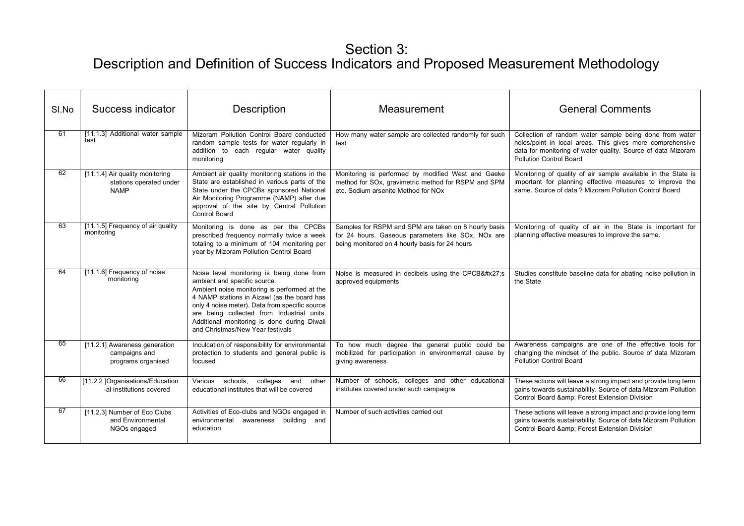# Section 3:
# Description and Definition of Success Indicators and Proposed Measurement Methodology

| Sl.No | Success indicator | Description | Measurement | General Comments |
|---|---|---|---|---|
| 61 | [11.1.3] Additional water sample test | Mizoram Pollution Control Board conducted random sample tests for water regularly in addition to each regular water quality monitoring | How many water sample are collected randomly for such test | Collection of random water sample being done from water holes/point in local areas. This gives more comprehensive data for monitoring of water quality. Source of data Mizoram Pollution Control Board |
| 62 | [11.1.4] Air quality monitoring stations operated under NAMP | Ambient air quality monitoring stations in the State are established in various parts of the State under the CPCBs sponsored National Air Monitoring Programme (NAMP) after due approval of the site by Central Pollution Control Board | Monitoring is performed by modified West and Gaeke method for SOx, gravimetric method for RSPM and SPM etc. Sodium arsenite Method for NOx | Monitoring of quality of air sample available in the State is important for planning effective measures to improve the same. Source of data ? Mizoram Pollution Control Board |
| 63 | [11.1.5] Frequency of air quality monitoring | Monitoring is done as per the CPCBs prescribed frequency normally twice a week totaling to a minimum of 104 monitoring per year by Mizoram Pollution Control Board | Samples for RSPM and SPM are taken on 8 hourly basis for 24 hours. Gaseous parameters like SOx, NOx are being monitored on 4 hourly basis for 24 hours | Monitoring of quality of air in the State is important for planning effective measures to improve the same. |
| 64 | [11.1.6] Frequency of noise monitoring | Noise level monitoring is being done from ambient and specific source. Ambient noise monitoring is performed at the 4 NAMP stations in Aizawl (as the board has only 4 noise meter). Data from specific source are being collected from Industrial units. Additional monitoring is done during Diwali and Christmas/New Year festivals | Noise is measured in decibels using the CPCB&#x27;s approved equipments | Studies constitute baseline data for abating noise pollution in the State |
| 65 | [11.2.1] Awareness generation campaigns and programs organised | Inculcation of responsibility for environmental protection to students and general public is focused | To how much degree the general public could be mobilized for participation in environmental cause by giving awareness | Awareness campaigns are one of the effective tools for changing the mindset of the public. Source of data Mizoram Pollution Control Board |
| 66 | [11.2.2 ]Organisations/Education -al Institutions covered | Various schools, colleges and other educational institutes that will be covered | Number of schools, colleges and other educational institutes covered under such campaigns | These actions will leave a strong impact and provide long term gains towards sustainability. Source of data Mizoram Pollution Control Board &amp; Forest Extension Division |
| 67 | [11.2.3] Number of Eco Clubs and Environmental NGOs engaged | Activities of Eco-clubs and NGOs engaged in environmental awareness building and education | Number of such activities carried out | These actions will leave a strong impact and provide long term gains towards sustainability. Source of data Mizoram Pollution Control Board &amp; Forest Extension Division |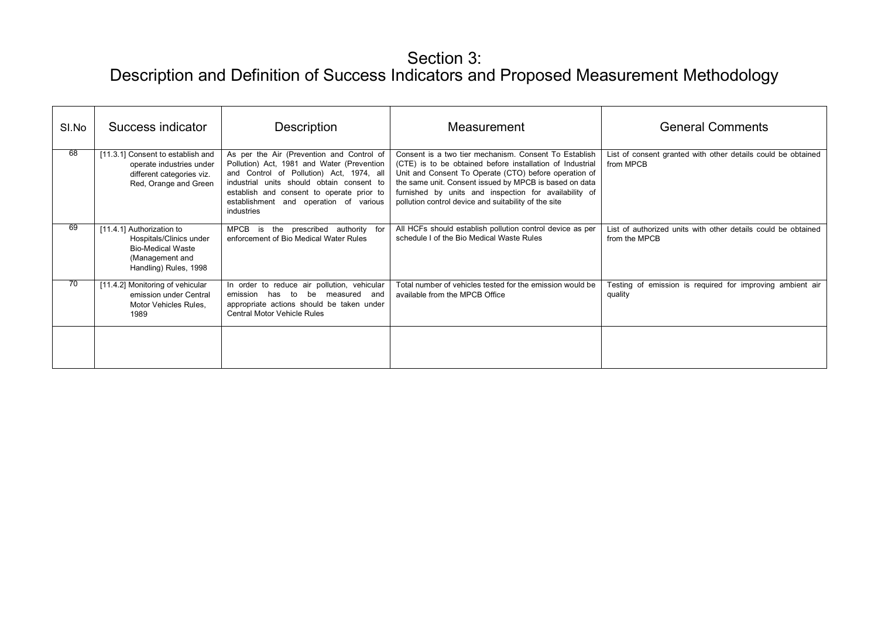# Section 3:
# Description and Definition of Success Indicators and Proposed Measurement Methodology

| Sl.No | Success indicator | Description | Measurement | General Comments |
|---|---|---|---|---|
| 68 | [11.3.1] Consent to establish and operate industries under different categories viz. Red, Orange and Green | As per the Air (Prevention and Control of Pollution) Act, 1981 and Water (Prevention and Control of Pollution) Act, 1974, all industrial units should obtain consent to establish and consent to operate prior to establishment and operation of various industries | Consent is a two tier mechanism. Consent To Establish (CTE) is to be obtained before installation of Industrial Unit and Consent To Operate (CTO) before operation of the same unit. Consent issued by MPCB is based on data furnished by units and inspection for availability of pollution control device and suitability of the site | List of consent granted with other details could be obtained from MPCB |
| 69 | [11.4.1] Authorization to Hospitals/Clinics under Bio-Medical Waste (Management and Handling) Rules, 1998 | MPCB is the prescribed authority for enforcement of Bio Medical Water Rules | All HCFs should establish pollution control device as per schedule I of the Bio Medical Waste Rules | List of authorized units with other details could be obtained from the MPCB |
| 70 | [11.4.2] Monitoring of vehicular emission under Central Motor Vehicles Rules, 1989 | In order to reduce air pollution, vehicular emission has to be measured and appropriate actions should be taken under Central Motor Vehicle Rules | Total number of vehicles tested for the emission would be available from the MPCB Office | Testing of emission is required for improving ambient air quality |
| | | | | |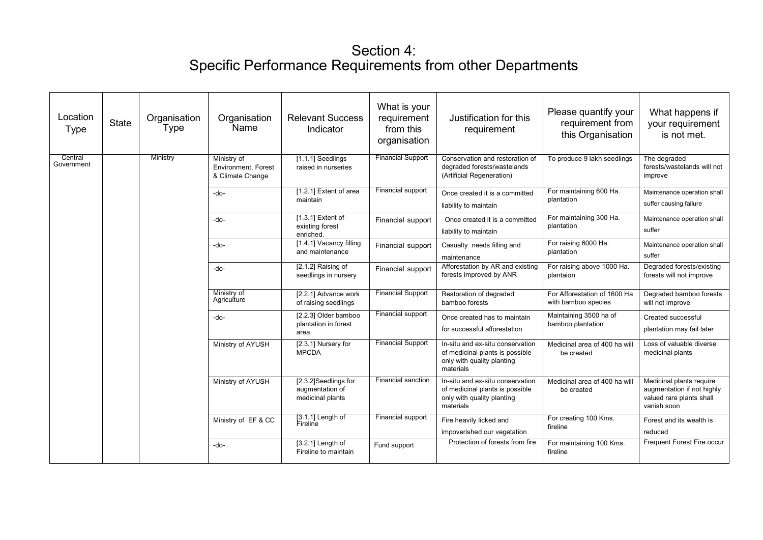# Section 4:
# Specific Performance Requirements from other Departments

| Location Type | State | Organisation Type | Organisation Name | Relevant Success Indicator | What is your requirement from this organisation | Justification for this requirement | Please quantify your requirement from this Organisation | What happens if your requirement is not met. |
|---|---|---|---|---|---|---|---|---|
| Central Government | | Ministry | Ministry of Environment, Forest & Climate Change | [1.1.1] Seedlings raised in nurseries | Financial Support | Conservation and restoration of degraded forests/wastelands (Artificial Regeneration) | To produce 9 lakh seedlings | The degraded forests/wastelands will not improve |
| | | | -do- | [1.2.1] Extent of area maintain | Financial support | Once created it is a committed liability to maintain | For maintaining 600 Ha. plantation | Maintenance operation shall suffer causing failure |
| | | | -do- | [1.3.1] Extent of existing forest enriched. | Financial support | Once created it is a committed liability to maintain | For maintaining 300 Ha. plantation | Maintenance operation shall suffer |
| | | | -do- | [1.4.1] Vacancy filling and maintenance | Financial support | Casualty needs filling and maintenance | For raising 6000 Ha. plantation | Maintenance operation shall suffer |
| | | | -do- | [2.1.2] Raising of seedlings in nursery | Financial support | Afforestation by AR and existing forests improved by ANR | For raising above 1000 Ha. plantaion | Degraded forests/existing forests will not improve |
| | | | Ministry of Agriculture | [2.2.1] Advance work of raising seedlings | Financial Support | Restoration of degraded bamboo forests | For Afforestation of 1600 Ha with bamboo species | Degraded bamboo forests will not improve |
| | | | -do- | [2.2.3] Older bamboo plantation in forest area | Financial support | Once created has to maintain for successful afforestation | Maintaining 3500 ha of bamboo plantation | Created successful plantation may fail later |
| | | | Ministry of AYUSH | [2.3.1] Nursery for MPCDA | Financial Support | In-situ and ex-situ conservation of medicinal plants is possible only with quality planting materials | Medicinal area of 400 ha will be created | Loss of valuable diverse medicinal plants |
| | | | Ministry of AYUSH | [2.3.2]Seedlings for augmentation of medicinal plants | Financial sanction | In-situ and ex-situ conservation of medicinal plants is possible only with quality planting materials | Medicinal area of 400 ha will be created | Medicinal plants require augmentation if not highly valued rare plants shall vanish soon |
| | | | Ministry of EF & CC | [3.1.1] Length of Fireline | Financial support | Fire heavily licked and impoverished our vegetation | For creating 100 Kms. fireline | Forest and its wealth is reduced |
| | | | -do- | [3.2.1] Length of Fireline to maintain | Fund support | Protection of forests from fire | For maintaining 100 Kms. fireline | Frequent Forest Fire occur |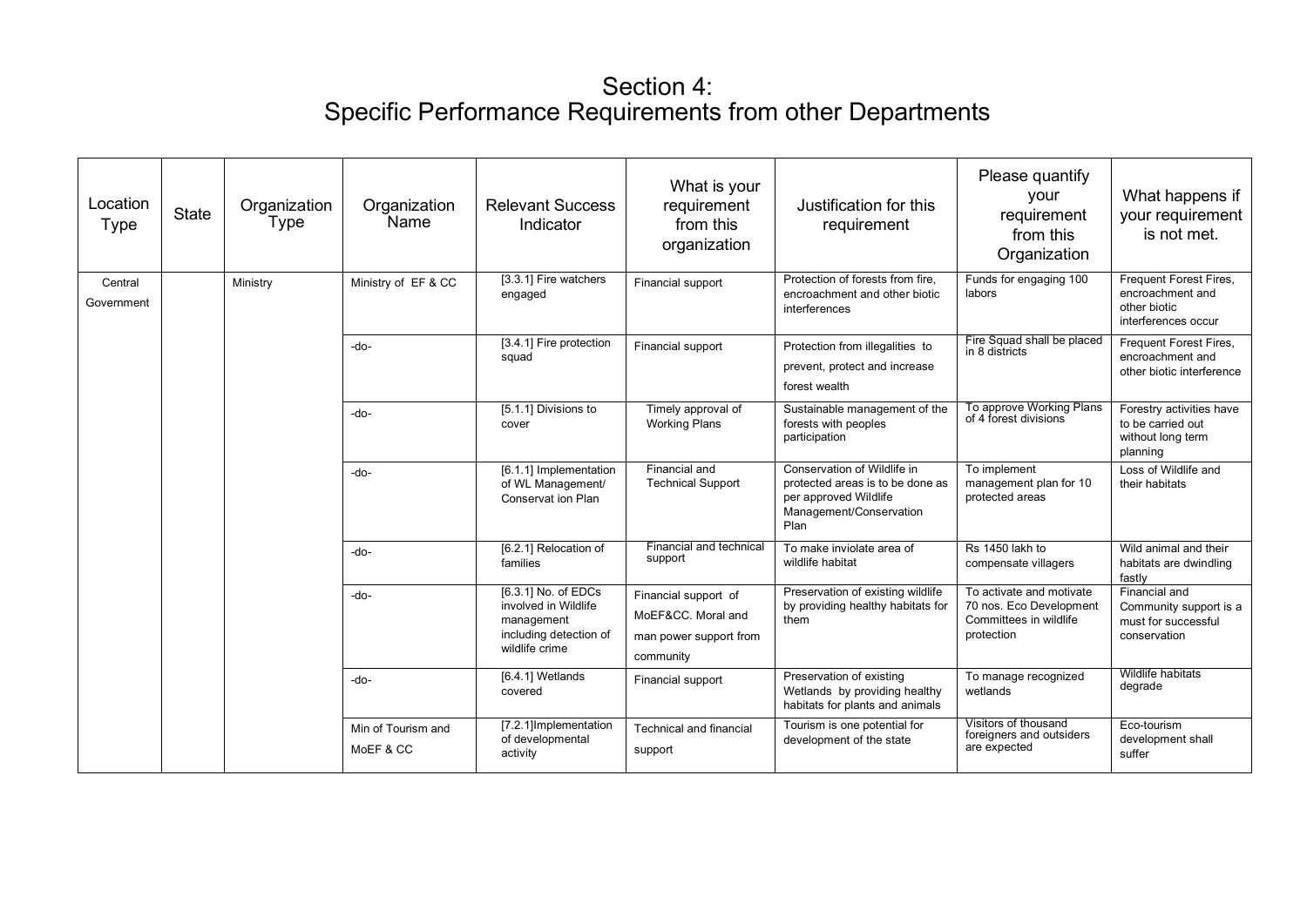# Section 4:
# Specific Performance Requirements from other Departments

| Location Type | State | Organization Type | Organization Name | Relevant Success Indicator | What is your requirement from this organization | Justification for this requirement | Please quantify your requirement from this Organization | What happens if your requirement is not met. |
|---|---|---|---|---|---|---|---|---|
| Central Government | | Ministry | Ministry of EF & CC | [3.3.1] Fire watchers engaged | Financial support | Protection of forests from fire, encroachment and other biotic interferences | Funds for engaging 100 labors | Frequent Forest Fires, encroachment and other biotic interferences occur |
| | | | -do- | [3.4.1] Fire protection squad | Financial support | Protection from illegalities to prevent, protect and increase forest wealth | Fire Squad shall be placed in 8 districts | Frequent Forest Fires, encroachment and other biotic interference |
| | | | -do- | [5.1.1] Divisions to cover | Timely approval of Working Plans | Sustainable management of the forests with peoples participation | To approve Working Plans of 4 forest divisions | Forestry activities have to be carried out without long term planning |
| | | | -do- | [6.1.1] Implementation of WL Management/ Conservat ion Plan | Financial and Technical Support | Conservation of Wildlife in protected areas is to be done as per approved Wildlife Management/Conservation Plan | To implement management plan for 10 protected areas | Loss of Wildlife and their habitats |
| | | | -do- | [6.2.1] Relocation of families | Financial and technical support | To make inviolate area of wildlife habitat | Rs 1450 lakh to compensate villagers | Wild animal and their habitats are dwindling fastly |
| | | | -do- | [6.3.1] No. of EDCs involved in Wildlife management including detection of wildlife crime | Financial support of MoEF&CC. Moral and man power support from community | Preservation of existing wildlife by providing healthy habitats for them | To activate and motivate 70 nos. Eco Development Committees in wildlife protection | Financial and Community support is a must for successful conservation |
| | | | -do- | [6.4.1] Wetlands covered | Financial support | Preservation of existing Wetlands by providing healthy habitats for plants and animals | To manage recognized wetlands | Wildlife habitats degrade |
| | | | Min of Tourism and MoEF & CC | [7.2.1]Implementation of developmental activity | Technical and financial support | Tourism is one potential for development of the state | Visitors of thousand foreigners and outsiders are expected | Eco-tourism development shall suffer |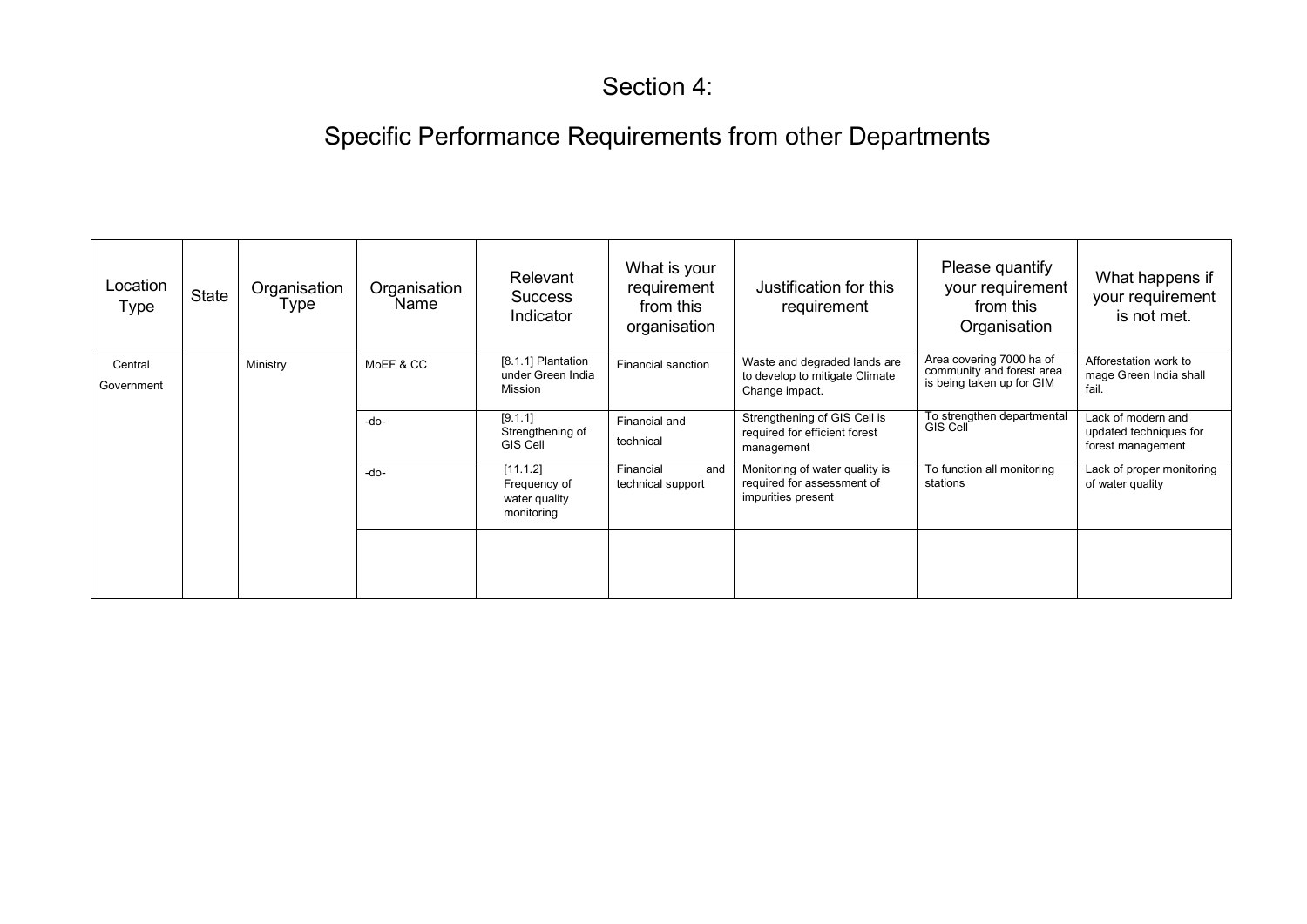# Section 4:

## Specific Performance Requirements from other Departments

| Location Type | State | Organisation Type | Organisation Name | Relevant Success Indicator | What is your requirement from this organisation | Justification for this requirement | Please quantify your requirement from this Organisation | What happens if your requirement is not met. |
|---|---|---|---|---|---|---|---|---|
| Central Government | | Ministry | MoEF & CC | [8.1.1] Plantation under Green India Mission | Financial sanction | Waste and degraded lands are to develop to mitigate Climate Change impact. | Area covering 7000 ha of community and forest area is being taken up for GIM | Afforestation work to mage Green India shall fail. |
| | | | -do- | [9.1.1] Strengthening of GIS Cell | Financial and technical | Strengthening of GIS Cell is required for efficient forest management | To strengthen departmental GIS Cell | Lack of modern and updated techniques for forest management |
| | | | -do- | [11.1.2] Frequency of water quality monitoring | Financial and technical support | Monitoring of water quality is required for assessment of impurities present | To function all monitoring stations | Lack of proper monitoring of water quality |
| | | | | | | | | |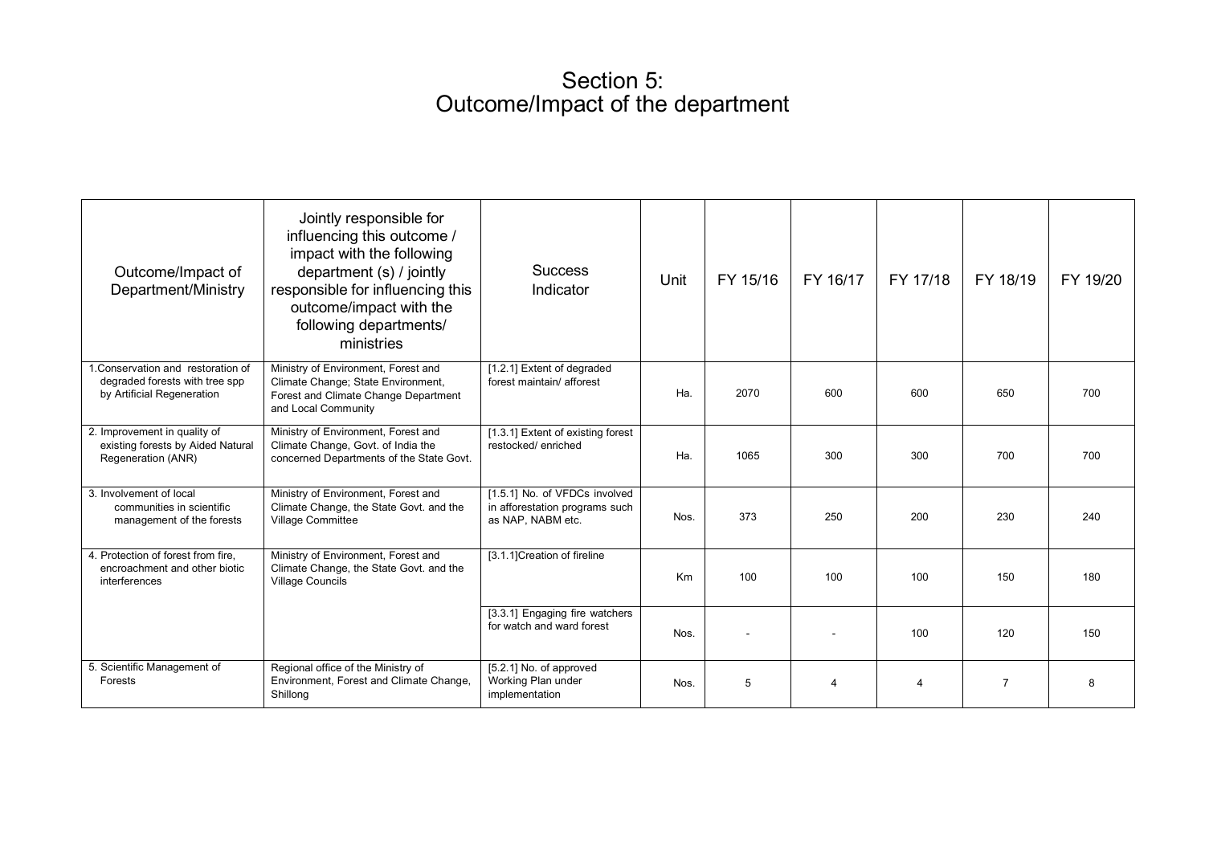# Section 5:
# Outcome/Impact of the department

| Outcome/Impact of Department/Ministry | Jointly responsible for influencing this outcome / impact with the following department (s) / jointly responsible for influencing this outcome/impact with the following departments/ ministries | Success Indicator | Unit | FY 15/16 | FY 16/17 | FY 17/18 | FY 18/19 | FY 19/20 |
|---|---|---|---|---|---|---|---|---|
| 1.Conservation and restoration of degraded forests with tree spp by Artificial Regeneration | Ministry of Environment, Forest and Climate Change; State Environment, Forest and Climate Change Department and Local Community | [1.2.1] Extent of degraded forest maintain/ afforest | Ha. | 2070 | 600 | 600 | 650 | 700 |
| 2. Improvement in quality of existing forests by Aided Natural Regeneration (ANR) | Ministry of Environment, Forest and Climate Change, Govt. of India the concerned Departments of the State Govt. | [1.3.1] Extent of existing forest restocked/ enriched | Ha. | 1065 | 300 | 300 | 700 | 700 |
| 3. Involvement of local communities in scientific management of the forests | Ministry of Environment, Forest and Climate Change, the State Govt. and the Village Committee | [1.5.1] No. of VFDCs involved in afforestation programs such as NAP, NABM etc. | Nos. | 373 | 250 | 200 | 230 | 240 |
| 4. Protection of forest from fire, encroachment and other biotic interferences | Ministry of Environment, Forest and Climate Change, the State Govt. and the Village Councils | [3.1.1]Creation of fireline | Km | 100 | 100 | 100 | 150 | 180 |
| | | [3.3.1] Engaging fire watchers for watch and ward forest | Nos. | - | - | 100 | 120 | 150 |
| 5. Scientific Management of Forests | Regional office of the Ministry of Environment, Forest and Climate Change, Shillong | [5.2.1] No. of approved Working Plan under implementation | Nos. | 5 | 4 | 4 | 7 | 8 |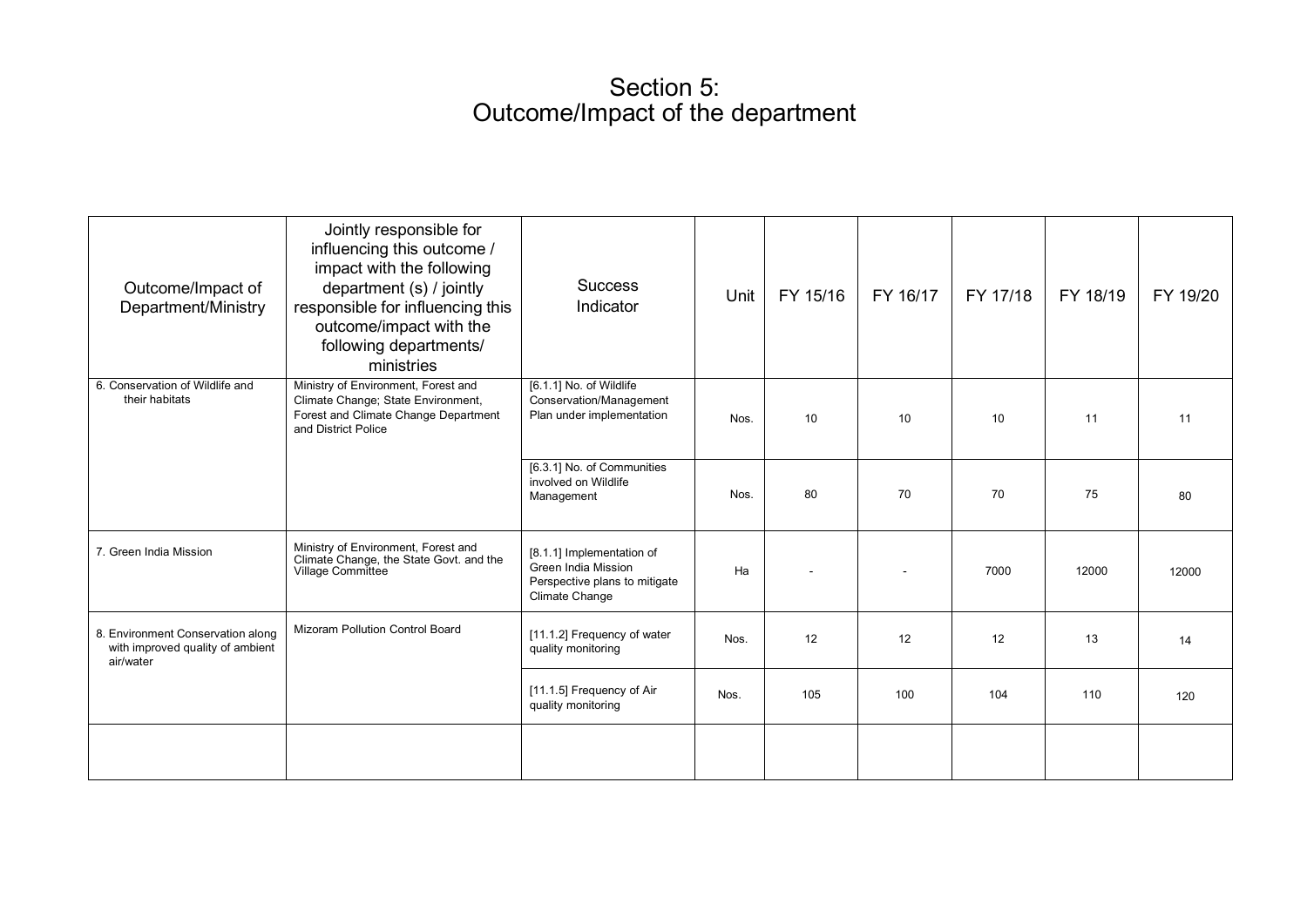# Section 5:
# Outcome/Impact of the department

| Outcome/Impact of Department/Ministry | Jointly responsible for influencing this outcome / impact with the following department (s) / jointly responsible for influencing this outcome/impact with the following departments/ ministries | Success Indicator | Unit | FY 15/16 | FY 16/17 | FY 17/18 | FY 18/19 | FY 19/20 |
|---|---|---|---|---|---|---|---|---|
| 6. Conservation of Wildlife and their habitats | Ministry of Environment, Forest and Climate Change; State Environment, Forest and Climate Change Department and District Police | [6.1.1] No. of Wildlife Conservation/Management Plan under implementation | Nos. | 10 | 10 | 10 | 11 | 11 |
| | | [6.3.1] No. of Communities involved on Wildlife Management | Nos. | 80 | 70 | 70 | 75 | 80 |
| 7. Green India Mission | Ministry of Environment, Forest and Climate Change, the State Govt. and the Village Committee | [8.1.1] Implementation of Green India Mission Perspective plans to mitigate Climate Change | Ha | - | - | 7000 | 12000 | 12000 |
| 8. Environment Conservation along with improved quality of ambient air/water | Mizoram Pollution Control Board | [11.1.2] Frequency of water quality monitoring | Nos. | 12 | 12 | 12 | 13 | 14 |
| | | [11.1.5] Frequency of Air quality monitoring | Nos. | 105 | 100 | 104 | 110 | 120 |
| | | | | | | | | |